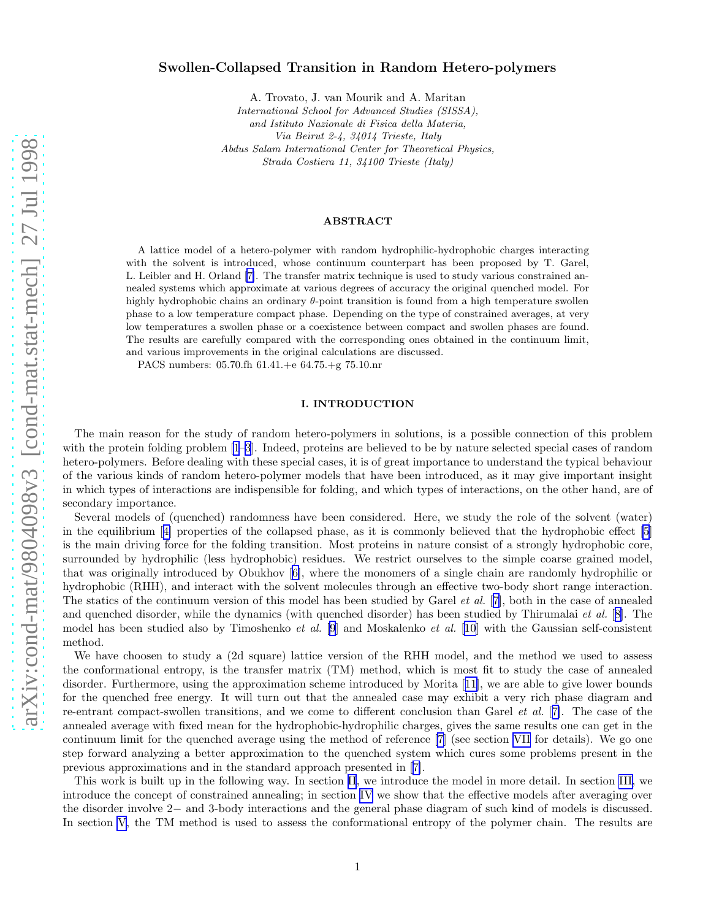# Swollen-Collapsed Transition in Random Hetero-polymers

A. Trovato, J. van Mourik and A. Maritan

*International School for Advanced Studies (SISSA),*
*and Istituto Nazionale di Fisica della Materia,*
*Via Beirut 2-4, 34014 Trieste, Italy*
*Abdus Salam International Center for Theoretical Physics,*
*Strada Costiera 11, 34100 Trieste (Italy)*

## ABSTRACT

A lattice model of a hetero-polymer with random hydrophilic-hydrophobic charges interacting with the solvent is introduced, whose continuum counterpart has been proposed by T. Garel, L. Leibler and H. Orland [7]. The transfer matrix technique is used to study various constrained annealed systems which approximate at various degrees of accuracy the original quenched model. For highly hydrophobic chains an ordinary $\theta$-point transition is found from a high temperature swollen phase to a low temperature compact phase. Depending on the type of constrained averages, at very low temperatures a swollen phase or a coexistence between compact and swollen phases are found. The results are carefully compared with the corresponding ones obtained in the continuum limit, and various improvements in the original calculations are discussed.

PACS numbers: 05.70.fh 61.41.+e 64.75.+g 75.10.nr

## I. INTRODUCTION

The main reason for the study of random hetero-polymers in solutions, is a possible connection of this problem with the protein folding problem [1–3]. Indeed, proteins are believed to be by nature selected special cases of random hetero-polymers. Before dealing with these special cases, it is of great importance to understand the typical behaviour of the various kinds of random hetero-polymer models that have been introduced, as it may give important insight in which types of interactions are indispensible for folding, and which types of interactions, on the other hand, are of secondary importance.

Several models of (quenched) randomness have been considered. Here, we study the role of the solvent (water) in the equilibrium [4] properties of the collapsed phase, as it is commonly believed that the hydrophobic effect [5] is the main driving force for the folding transition. Most proteins in nature consist of a strongly hydrophobic core, surrounded by hydrophilic (less hydrophobic) residues. We restrict ourselves to the simple coarse grained model, that was originally introduced by Obukhov [6], where the monomers of a single chain are randomly hydrophilic or hydrophobic (RHH), and interact with the solvent molecules through an effective two-body short range interaction. The statics of the continuum version of this model has been studied by Garel *et al.* [7], both in the case of annealed and quenched disorder, while the dynamics (with quenched disorder) has been studied by Thirumalai *et al.* [8]. The model has been studied also by Timoshenko *et al.* [9] and Moskalenko *et al.* [10] with the Gaussian self-consistent method.

We have choosen to study a (2d square) lattice version of the RHH model, and the method we used to assess the conformational entropy, is the transfer matrix (TM) method, which is most fit to study the case of annealed disorder. Furthermore, using the approximation scheme introduced by Morita [11], we are able to give lower bounds for the quenched free energy. It will turn out that the annealed case may exhibit a very rich phase diagram and re-entrant compact-swollen transitions, and we come to different conclusion than Garel *et al.* [7]. The case of the annealed average with fixed mean for the hydrophobic-hydrophilic charges, gives the same results one can get in the continuum limit for the quenched average using the method of reference [7] (see section VII for details). We go one step forward analyzing a better approximation to the quenched system which cures some problems present in the previous approximations and in the standard approach presented in [7].

This work is built up in the following way. In section II, we introduce the model in more detail. In section III, we introduce the concept of constrained annealing; in section IV we show that the effective models after averaging over the disorder involve 2− and 3-body interactions and the general phase diagram of such kind of models is discussed. In section V, the TM method is used to assess the conformational entropy of the polymer chain. The results are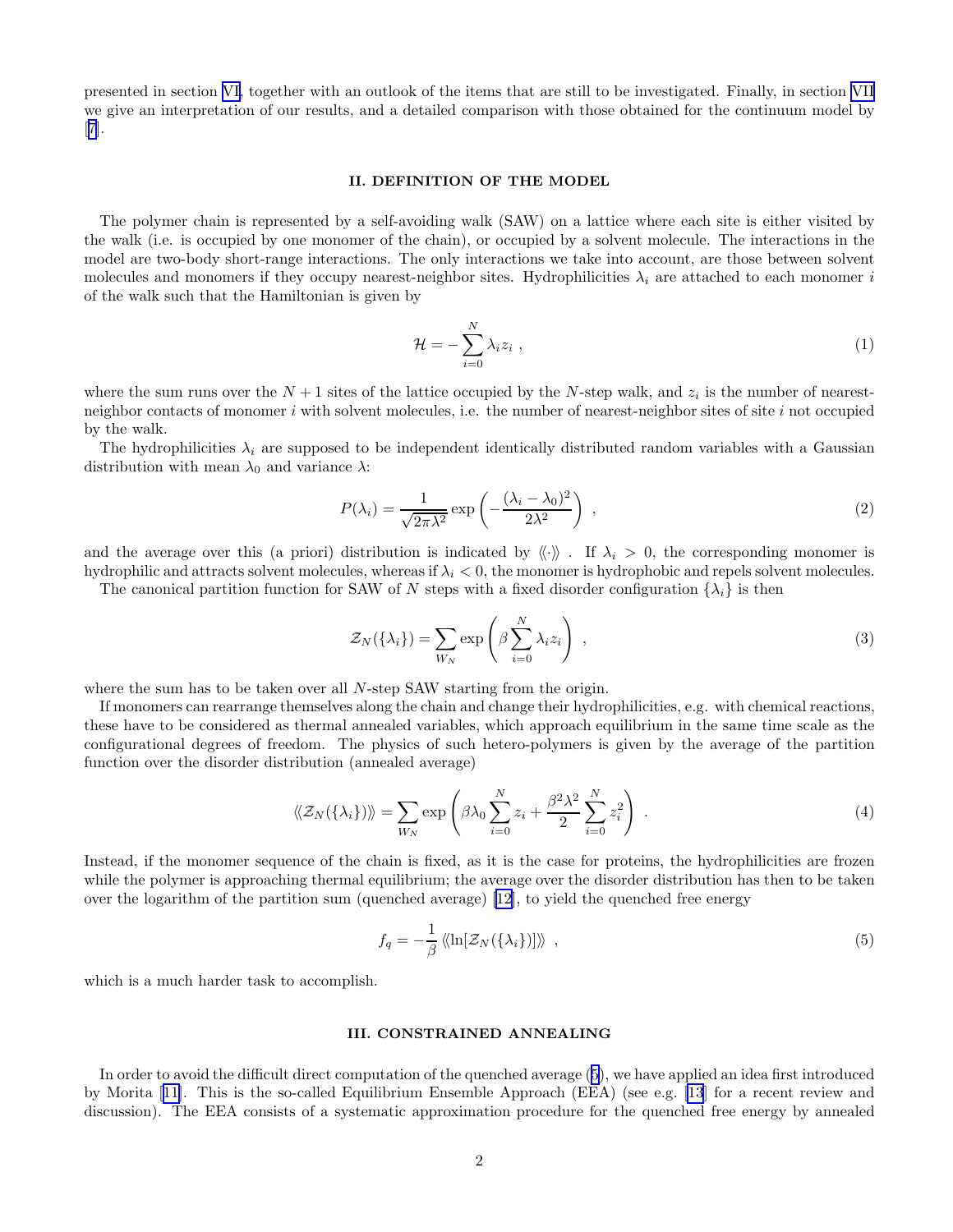presented in section VI, together with an outlook of the items that are still to be investigated. Finally, in section VII we give an interpretation of our results, and a detailed comparison with those obtained for the continuum model by [7].

## II. DEFINITION OF THE MODEL

The polymer chain is represented by a self-avoiding walk (SAW) on a lattice where each site is either visited by the walk (i.e. is occupied by one monomer of the chain), or occupied by a solvent molecule. The interactions in the model are two-body short-range interactions. The only interactions we take into account, are those between solvent molecules and monomers if they occupy nearest-neighbor sites. Hydrophilicities $\lambda_i$ are attached to each monomer $i$ of the walk such that the Hamiltonian is given by

$$\mathcal{H} = -\sum_{i=0}^{N} \lambda_i z_i \ , \tag{1}$$

where the sum runs over the $N+1$ sites of the lattice occupied by the $N$-step walk, and $z_i$ is the number of nearest-neighbor contacts of monomer $i$ with solvent molecules, i.e. the number of nearest-neighbor sites of site $i$ not occupied by the walk.

The hydrophilicities $\lambda_i$ are supposed to be independent identically distributed random variables with a Gaussian distribution with mean $\lambda_0$ and variance $\lambda$:

$$P(\lambda_i) = \frac{1}{\sqrt{2\pi\lambda^2}} \exp\left(-\frac{(\lambda_i - \lambda_0)^2}{2\lambda^2}\right) \ , \tag{2}$$

and the average over this (a priori) distribution is indicated by $\langle\!\langle \cdot \rangle\!\rangle$ . If $\lambda_i > 0$, the corresponding monomer is hydrophilic and attracts solvent molecules, whereas if $\lambda_i < 0$, the monomer is hydrophobic and repels solvent molecules.

The canonical partition function for SAW of $N$ steps with a fixed disorder configuration $\{\lambda_i\}$ is then

$$\mathcal{Z}_N(\{\lambda_i\}) = \sum_{W_N} \exp\left(\beta \sum_{i=0}^{N} \lambda_i z_i\right) \ , \tag{3}$$

where the sum has to be taken over all $N$-step SAW starting from the origin.

If monomers can rearrange themselves along the chain and change their hydrophilicities, e.g. with chemical reactions, these have to be considered as thermal annealed variables, which approach equilibrium in the same time scale as the configurational degrees of freedom. The physics of such hetero-polymers is given by the average of the partition function over the disorder distribution (annealed average)

$$\langle\!\langle \mathcal{Z}_N(\{\lambda_i\}) \rangle\!\rangle = \sum_{W_N} \exp\left(\beta\lambda_0 \sum_{i=0}^{N} z_i + \frac{\beta^2\lambda^2}{2} \sum_{i=0}^{N} z_i^2\right) \ . \tag{4}$$

Instead, if the monomer sequence of the chain is fixed, as it is the case for proteins, the hydrophilicities are frozen while the polymer is approaching thermal equilibrium; the average over the disorder distribution has then to be taken over the logarithm of the partition sum (quenched average) [12], to yield the quenched free energy

$$f_q = -\frac{1}{\beta} \langle\!\langle \ln[\mathcal{Z}_N(\{\lambda_i\})] \rangle\!\rangle \ , \tag{5}$$

which is a much harder task to accomplish.

## III. CONSTRAINED ANNEALING

In order to avoid the difficult direct computation of the quenched average (5), we have applied an idea first introduced by Morita [11]. This is the so-called Equilibrium Ensemble Approach (EEA) (see e.g. [13] for a recent review and discussion). The EEA consists of a systematic approximation procedure for the quenched free energy by annealed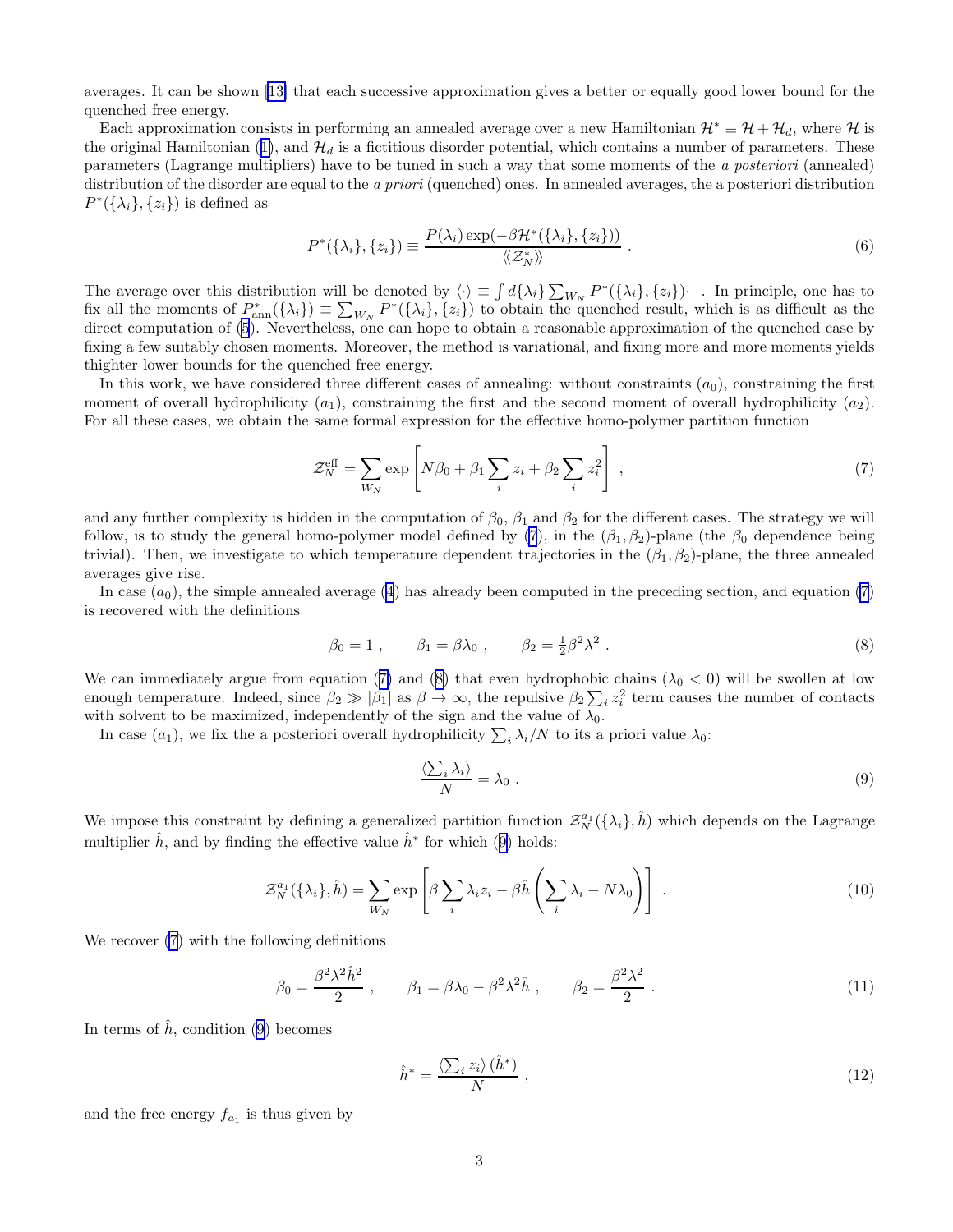averages. It can be shown [13] that each successive approximation gives a better or equally good lower bound for the quenched free energy.

Each approximation consists in performing an annealed average over a new Hamiltonian $\mathcal{H}^* \equiv \mathcal{H} + \mathcal{H}_d$, where $\mathcal{H}$ is the original Hamiltonian (1), and $\mathcal{H}_d$ is a fictitious disorder potential, which contains a number of parameters. These parameters (Lagrange multipliers) have to be tuned in such a way that some moments of the *a posteriori* (annealed) distribution of the disorder are equal to the *a priori* (quenched) ones. In annealed averages, the a posteriori distribution $P^*(\{\lambda_i\},\{z_i\})$ is defined as

$$P^*(\{\lambda_i\},\{z_i\}) \equiv \frac{P(\lambda_i)\exp(-\beta\mathcal{H}^*(\{\lambda_i\},\{z_i\}))}{\langle\!\langle \mathcal{Z}_N^* \rangle\!\rangle} \ . \tag{6}$$

The average over this distribution will be denoted by $\langle\cdot\rangle \equiv \int d\{\lambda_i\}\sum_{W_N} P^*(\{\lambda_i\},\{z_i\})\cdot$ . In principle, one has to fix all the moments of $P^*_{\rm ann}(\{\lambda_i\}) \equiv \sum_{W_N} P^*(\{\lambda_i\},\{z_i\})$ to obtain the quenched result, which is as difficult as the direct computation of (5). Nevertheless, one can hope to obtain a reasonable approximation of the quenched case by fixing a few suitably chosen moments. Moreover, the method is variational, and fixing more and more moments yields thighter lower bounds for the quenched free energy.

In this work, we have considered three different cases of annealing: without constraints $(a_0)$, constraining the first moment of overall hydrophilicity $(a_1)$, constraining the first and the second moment of overall hydrophilicity $(a_2)$. For all these cases, we obtain the same formal expression for the effective homo-polymer partition function

$$\mathcal{Z}_N^{\rm eff} = \sum_{W_N} \exp\left[N\beta_0 + \beta_1\sum_i z_i + \beta_2\sum_i z_i^2\right] \ , \tag{7}$$

and any further complexity is hidden in the computation of $\beta_0$, $\beta_1$ and $\beta_2$ for the different cases. The strategy we will follow, is to study the general homo-polymer model defined by (7), in the $(\beta_1,\beta_2)$-plane (the $\beta_0$ dependence being trivial). Then, we investigate to which temperature dependent trajectories in the $(\beta_1,\beta_2)$-plane, the three annealed averages give rise.

In case $(a_0)$, the simple annealed average (4) has already been computed in the preceding section, and equation (7) is recovered with the definitions

$$\beta_0 = 1 \ , \qquad \beta_1 = \beta\lambda_0 \ , \qquad \beta_2 = \tfrac{1}{2}\beta^2\lambda^2 \ . \tag{8}$$

We can immediately argue from equation (7) and (8) that even hydrophobic chains $(\lambda_0 < 0)$ will be swollen at low enough temperature. Indeed, since $\beta_2 \gg |\beta_1|$ as $\beta \to \infty$, the repulsive $\beta_2 \sum_i z_i^2$ term causes the number of contacts with solvent to be maximized, independently of the sign and the value of $\lambda_0$.

In case $(a_1)$, we fix the a posteriori overall hydrophilicity $\sum_i \lambda_i/N$ to its a priori value $\lambda_0$:

$$\frac{\langle\sum_i \lambda_i\rangle}{N} = \lambda_0 \ . \tag{9}$$

We impose this constraint by defining a generalized partition function $\mathcal{Z}_N^{a_1}(\{\lambda_i\},\hat{h})$ which depends on the Lagrange multiplier $\hat{h}$, and by finding the effective value $\hat{h}^*$ for which (9) holds:

$$\mathcal{Z}_N^{a_1}(\{\lambda_i\},\hat{h}) = \sum_{W_N} \exp\left[\beta\sum_i \lambda_i z_i - \beta\hat{h}\left(\sum_i \lambda_i - N\lambda_0\right)\right] \ . \tag{10}$$

We recover (7) with the following definitions

$$\beta_0 = \frac{\beta^2\lambda^2\hat{h}^2}{2} \ , \qquad \beta_1 = \beta\lambda_0 - \beta^2\lambda^2\hat{h} \ , \qquad \beta_2 = \frac{\beta^2\lambda^2}{2} \ . \tag{11}$$

In terms of $\hat{h}$, condition (9) becomes

$$\hat{h}^* = \frac{\langle\sum_i z_i\rangle(\hat{h}^*)}{N} \ , \tag{12}$$

and the free energy $f_{a_1}$ is thus given by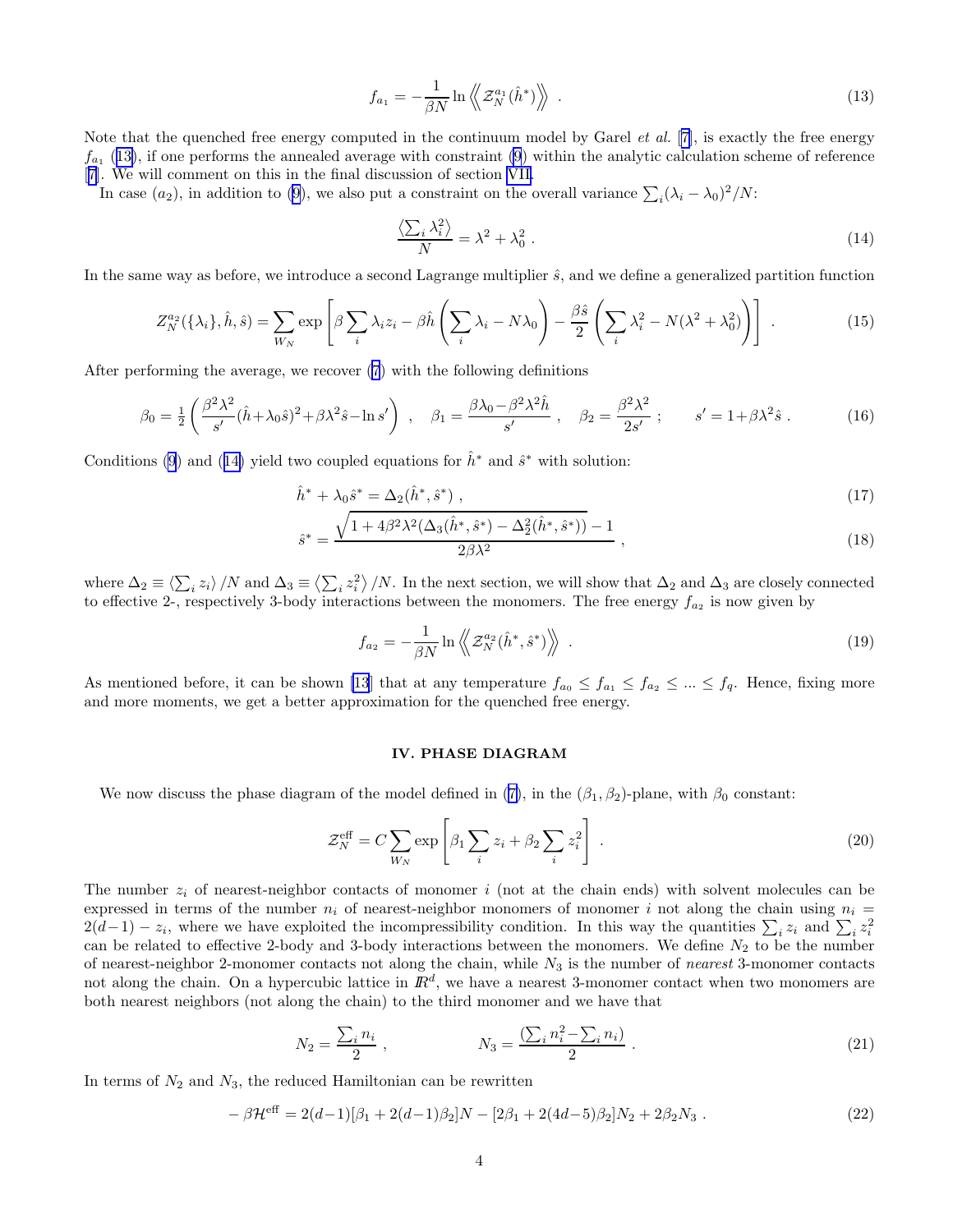$$
f_{a_1} = -\frac{1}{\beta N} \ln \left\langle\!\left\langle \mathcal{Z}_N^{a_1}(\hat{h}^*) \right\rangle\!\right\rangle \ . \tag{13}
$$

Note that the quenched free energy computed in the continuum model by Garel *et al.* [7], is exactly the free energy $f_{a_1}$ (13), if one performs the annealed average with constraint (9) within the analytic calculation scheme of reference [7]. We will comment on this in the final discussion of section VII.

In case $(a_2)$, in addition to (9), we also put a constraint on the overall variance $\sum_i (\lambda_i - \lambda_0)^2/N$:

$$
\frac{\left\langle \sum_i \lambda_i^2 \right\rangle}{N} = \lambda^2 + \lambda_0^2 \ . \tag{14}
$$

In the same way as before, we introduce a second Lagrange multiplier $\hat{s}$, and we define a generalized partition function

$$
Z_N^{a_2}(\{\lambda_i\}, \hat{h}, \hat{s}) = \sum_{W_N} \exp\left[\beta \sum_i \lambda_i z_i - \beta \hat{h} \left( \sum_i \lambda_i - N\lambda_0 \right) - \frac{\beta \hat{s}}{2} \left( \sum_i \lambda_i^2 - N(\lambda^2 + \lambda_0^2) \right) \right] \ . \tag{15}
$$

After performing the average, we recover (7) with the following definitions

$$
\beta_0 = \tfrac{1}{2} \left( \frac{\beta^2 \lambda^2}{s'} (\hat{h} + \lambda_0 \hat{s})^2 + \beta \lambda^2 \hat{s} - \ln s' \right) \ , \quad \beta_1 = \frac{\beta \lambda_0 - \beta^2 \lambda^2 \hat{h}}{s'} \ , \quad \beta_2 = \frac{\beta^2 \lambda^2}{2 s'} \ ; \qquad s' = 1 + \beta \lambda^2 \hat{s} \ . \tag{16}
$$

Conditions (9) and (14) yield two coupled equations for $\hat{h}^*$ and $\hat{s}^*$ with solution:

$$
\hat{h}^* + \lambda_0 \hat{s}^* = \Delta_2(\hat{h}^*, \hat{s}^*) \ , \tag{17}
$$

$$
\hat{s}^* = \frac{\sqrt{1 + 4\beta^2 \lambda^2 (\Delta_3(\hat{h}^*, \hat{s}^*) - \Delta_2^2(\hat{h}^*, \hat{s}^*))} - 1}{2\beta\lambda^2} \ , \tag{18}
$$

where $\Delta_2 \equiv \left\langle \sum_i z_i \right\rangle / N$ and $\Delta_3 \equiv \left\langle \sum_i z_i^2 \right\rangle / N$. In the next section, we will show that $\Delta_2$ and $\Delta_3$ are closely connected to effective 2-, respectively 3-body interactions between the monomers. The free energy $f_{a_2}$ is now given by

$$
f_{a_2} = -\frac{1}{\beta N} \ln \left\langle\!\left\langle \mathcal{Z}_N^{a_2}(\hat{h}^*, \hat{s}^*) \right\rangle\!\right\rangle \ . \tag{19}
$$

As mentioned before, it can be shown [13] that at any temperature $f_{a_0} \leq f_{a_1} \leq f_{a_2} \leq ... \leq f_q$. Hence, fixing more and more moments, we get a better approximation for the quenched free energy.

## IV. PHASE DIAGRAM

We now discuss the phase diagram of the model defined in (7), in the $(\beta_1, \beta_2)$-plane, with $\beta_0$ constant:

$$
\mathcal{Z}_N^{\text{eff}} = C \sum_{W_N} \exp\left[ \beta_1 \sum_i z_i + \beta_2 \sum_i z_i^2 \right] \ . \tag{20}
$$

The number $z_i$ of nearest-neighbor contacts of monomer $i$ (not at the chain ends) with solvent molecules can be expressed in terms of the number $n_i$ of nearest-neighbor monomers of monomer $i$ not along the chain using $n_i = 2(d-1) - z_i$, where we have exploited the incompressibility condition. In this way the quantities $\sum_i z_i$ and $\sum_i z_i^2$ can be related to effective 2-body and 3-body interactions between the monomers. We define $N_2$ to be the number of nearest-neighbor 2-monomer contacts not along the chain, while $N_3$ is the number of *nearest* 3-monomer contacts not along the chain. On a hypercubic lattice in $\mathbb{R}^d$, we have a nearest 3-monomer contact when two monomers are both nearest neighbors (not along the chain) to the third monomer and we have that

$$
N_2 = \frac{\sum_i n_i}{2} \ , \qquad\qquad N_3 = \frac{\left( \sum_i n_i^2 - \sum_i n_i \right)}{2} \ . \tag{21}
$$

In terms of $N_2$ and $N_3$, the reduced Hamiltonian can be rewritten

$$
-\beta \mathcal{H}^{\text{eff}} = 2(d-1)[\beta_1 + 2(d-1)\beta_2] N - [2\beta_1 + 2(4d-5)\beta_2] N_2 + 2\beta_2 N_3 \ . \tag{22}
$$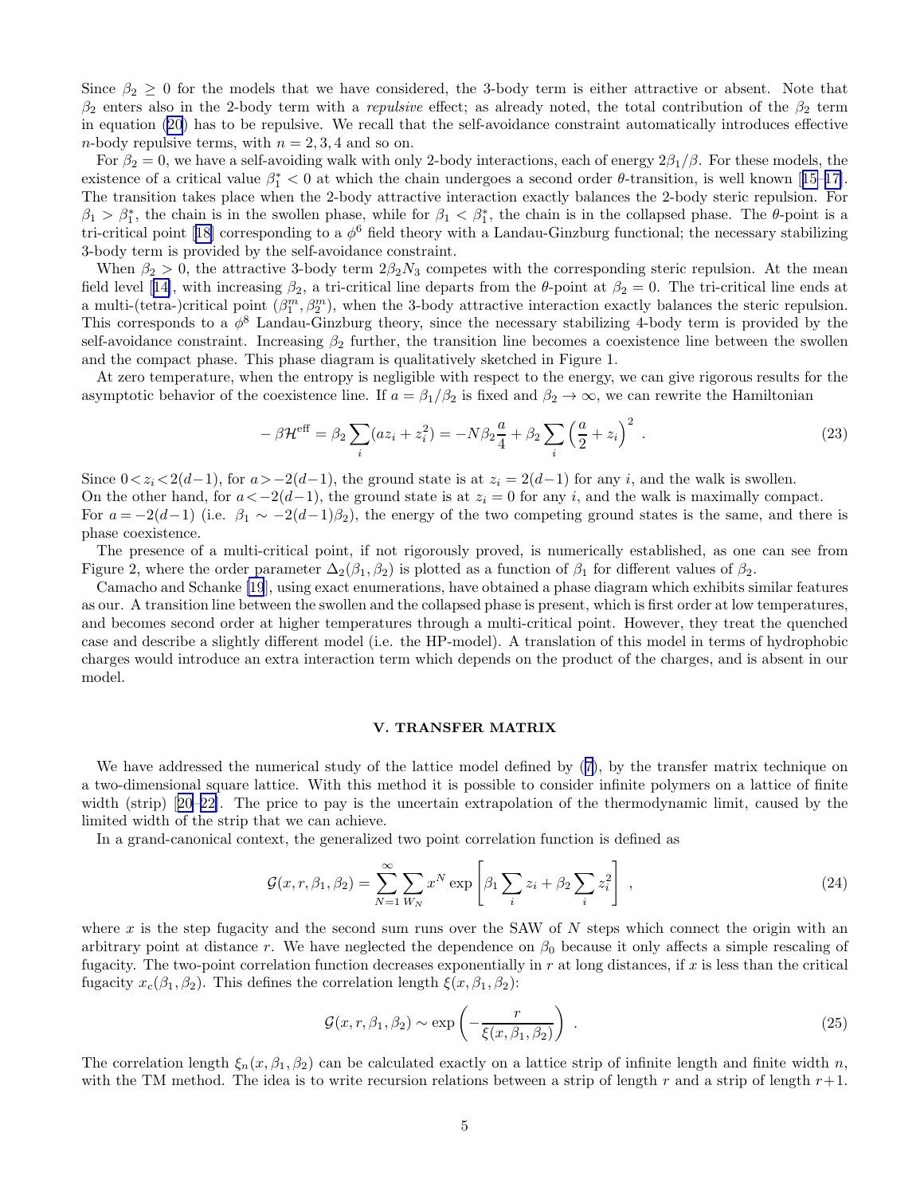Since $\beta_2 \geq 0$ for the models that we have considered, the 3-body term is either attractive or absent. Note that $\beta_2$ enters also in the 2-body term with a *repulsive* effect; as already noted, the total contribution of the $\beta_2$ term in equation (20) has to be repulsive. We recall that the self-avoidance constraint automatically introduces effective $n$-body repulsive terms, with $n = 2, 3, 4$ and so on.

For $\beta_2 = 0$, we have a self-avoiding walk with only 2-body interactions, each of energy $2\beta_1/\beta$. For these models, the existence of a critical value $\beta_1^* < 0$ at which the chain undergoes a second order $\theta$-transition, is well known [15–17]. The transition takes place when the 2-body attractive interaction exactly balances the 2-body steric repulsion. For $\beta_1 > \beta_1^*$, the chain is in the swollen phase, while for $\beta_1 < \beta_1^*$, the chain is in the collapsed phase. The $\theta$-point is a tri-critical point [18] corresponding to a $\phi^6$ field theory with a Landau-Ginzburg functional; the necessary stabilizing 3-body term is provided by the self-avoidance constraint.

When $\beta_2 > 0$, the attractive 3-body term $2\beta_2 N_3$ competes with the corresponding steric repulsion. At the mean field level [14], with increasing $\beta_2$, a tri-critical line departs from the $\theta$-point at $\beta_2 = 0$. The tri-critical line ends at a multi-(tetra-)critical point $(\beta_1^m, \beta_2^m)$, when the 3-body attractive interaction exactly balances the steric repulsion. This corresponds to a $\phi^8$ Landau-Ginzburg theory, since the necessary stabilizing 4-body term is provided by the self-avoidance constraint. Increasing $\beta_2$ further, the transition line becomes a coexistence line between the swollen and the compact phase. This phase diagram is qualitatively sketched in Figure 1.

At zero temperature, when the entropy is negligible with respect to the energy, we can give rigorous results for the asymptotic behavior of the coexistence line. If $a = \beta_1/\beta_2$ is fixed and $\beta_2 \to \infty$, we can rewrite the Hamiltonian

$$- \beta \mathcal{H}^{\rm eff} = \beta_2 \sum_i (a z_i + z_i^2) = -N \beta_2 \frac{a}{4} + \beta_2 \sum_i \left( \frac{a}{2} + z_i \right)^2 \ . \tag{23}$$

Since $0 < z_i < 2(d-1)$, for $a > -2(d-1)$, the ground state is at $z_i = 2(d-1)$ for any $i$, and the walk is swollen.
On the other hand, for $a < -2(d-1)$, the ground state is at $z_i = 0$ for any $i$, and the walk is maximally compact.
For $a = -2(d-1)$ (i.e. $\beta_1 \sim -2(d-1)\beta_2$), the energy of the two competing ground states is the same, and there is phase coexistence.

The presence of a multi-critical point, if not rigorously proved, is numerically established, as one can see from Figure 2, where the order parameter $\Delta_2(\beta_1, \beta_2)$ is plotted as a function of $\beta_1$ for different values of $\beta_2$.

Camacho and Schanke [19], using exact enumerations, have obtained a phase diagram which exhibits similar features as our. A transition line between the swollen and the collapsed phase is present, which is first order at low temperatures, and becomes second order at higher temperatures through a multi-critical point. However, they treat the quenched case and describe a slightly different model (i.e. the HP-model). A translation of this model in terms of hydrophobic charges would introduce an extra interaction term which depends on the product of the charges, and is absent in our model.

## V. TRANSFER MATRIX

We have addressed the numerical study of the lattice model defined by (7), by the transfer matrix technique on a two-dimensional square lattice. With this method it is possible to consider infinite polymers on a lattice of finite width (strip) [20–22]. The price to pay is the uncertain extrapolation of the thermodynamic limit, caused by the limited width of the strip that we can achieve.

In a grand-canonical context, the generalized two point correlation function is defined as

$$\mathcal{G}(x, r, \beta_1, \beta_2) = \sum_{N=1}^{\infty} \sum_{W_N} x^N \exp \left[ \beta_1 \sum_i z_i + \beta_2 \sum_i z_i^2 \right] \ , \tag{24}$$

where $x$ is the step fugacity and the second sum runs over the SAW of $N$ steps which connect the origin with an arbitrary point at distance $r$. We have neglected the dependence on $\beta_0$ because it only affects a simple rescaling of fugacity. The two-point correlation function decreases exponentially in $r$ at long distances, if $x$ is less than the critical fugacity $x_c(\beta_1, \beta_2)$. This defines the correlation length $\xi(x, \beta_1, \beta_2)$:

$$\mathcal{G}(x, r, \beta_1, \beta_2) \sim \exp \left( - \frac{r}{\xi(x, \beta_1, \beta_2)} \right) \ . \tag{25}$$

The correlation length $\xi_n(x, \beta_1, \beta_2)$ can be calculated exactly on a lattice strip of infinite length and finite width $n$, with the TM method. The idea is to write recursion relations between a strip of length $r$ and a strip of length $r+1$.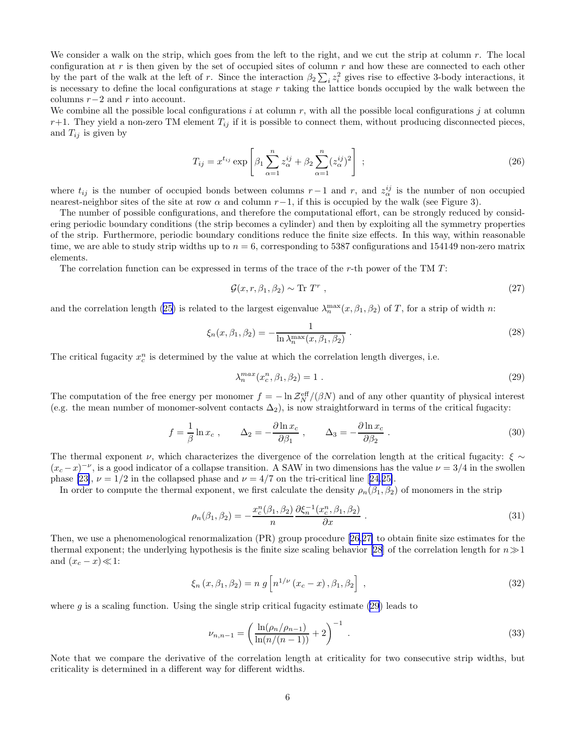We consider a walk on the strip, which goes from the left to the right, and we cut the strip at column $r$. The local configuration at $r$ is then given by the set of occupied sites of column $r$ and how these are connected to each other by the part of the walk at the left of $r$. Since the interaction $\beta_2 \sum_i z_i^2$ gives rise to effective 3-body interactions, it is necessary to define the local configurations at stage $r$ taking the lattice bonds occupied by the walk between the columns $r-2$ and $r$ into account.

We combine all the possible local configurations $i$ at column $r$, with all the possible local configurations $j$ at column $r+1$. They yield a non-zero TM element $T_{ij}$ if it is possible to connect them, without producing disconnected pieces, and $T_{ij}$ is given by

$$T_{ij} = x^{t_{ij}} \exp\left[\beta_1 \sum_{\alpha=1}^{n} z_\alpha^{ij} + \beta_2 \sum_{\alpha=1}^{n} (z_\alpha^{ij})^2\right] \ ; \tag{26}$$

where $t_{ij}$ is the number of occupied bonds between columns $r-1$ and $r$, and $z_\alpha^{ij}$ is the number of non occupied nearest-neighbor sites of the site at row $\alpha$ and column $r-1$, if this is occupied by the walk (see Figure 3).

The number of possible configurations, and therefore the computational effort, can be strongly reduced by considering periodic boundary conditions (the strip becomes a cylinder) and then by exploiting all the symmetry properties of the strip. Furthermore, periodic boundary conditions reduce the finite size effects. In this way, within reasonable time, we are able to study strip widths up to $n = 6$, corresponding to 5387 configurations and 154149 non-zero matrix elements.

The correlation function can be expressed in terms of the trace of the $r$-th power of the TM $T$:

$$\mathcal{G}(x, r, \beta_1, \beta_2) \sim \text{Tr } T^r \ , \tag{27}$$

and the correlation length (25) is related to the largest eigenvalue $\lambda_n^{\max}(x, \beta_1, \beta_2)$ of $T$, for a strip of width $n$:

$$\xi_n(x, \beta_1, \beta_2) = -\frac{1}{\ln \lambda_n^{\max}(x, \beta_1, \beta_2)} \ . \tag{28}$$

The critical fugacity $x_c^n$ is determined by the value at which the correlation length diverges, i.e.

$$\lambda_n^{max}(x_c^n, \beta_1, \beta_2) = 1 \ . \tag{29}$$

The computation of the free energy per monomer $f = -\ln \mathcal{Z}_N^{\text{eff}}/(\beta N)$ and of any other quantity of physical interest (e.g. the mean number of monomer-solvent contacts $\Delta_2$), is now straightforward in terms of the critical fugacity:

$$f = \frac{1}{\beta} \ln x_c \ , \qquad \Delta_2 = -\frac{\partial \ln x_c}{\partial \beta_1} \ , \qquad \Delta_3 = -\frac{\partial \ln x_c}{\partial \beta_2} \ . \tag{30}$$

The thermal exponent $\nu$, which characterizes the divergence of the correlation length at the critical fugacity: $\xi \sim (x_c - x)^{-\nu}$, is a good indicator of a collapse transition. A SAW in two dimensions has the value $\nu = 3/4$ in the swollen phase [23], $\nu = 1/2$ in the collapsed phase and $\nu = 4/7$ on the tri-critical line [24,25].

In order to compute the thermal exponent, we first calculate the density $\rho_n(\beta_1, \beta_2)$ of monomers in the strip

$$\rho_n(\beta_1, \beta_2) = -\frac{x_c^n(\beta_1, \beta_2)}{n} \frac{\partial \xi_n^{-1}(x_c^n, \beta_1, \beta_2)}{\partial x} \ . \tag{31}$$

Then, we use a phenomenological renormalization (PR) group procedure [26,27] to obtain finite size estimates for the thermal exponent; the underlying hypothesis is the finite size scaling behavior [28] of the correlation length for $n \gg 1$ and $(x_c - x) \ll 1$:

$$\xi_n\left(x, \beta_1, \beta_2\right) = n \ g\left[n^{1/\nu}\left(x_c - x\right), \beta_1, \beta_2\right] \ , \tag{32}$$

where $g$ is a scaling function. Using the single strip critical fugacity estimate (29) leads to

$$\nu_{n,n-1} = \left(\frac{\ln(\rho_n/\rho_{n-1})}{\ln(n/(n-1))} + 2\right)^{-1} \ . \tag{33}$$

Note that we compare the derivative of the correlation length at criticality for two consecutive strip widths, but criticality is determined in a different way for different widths.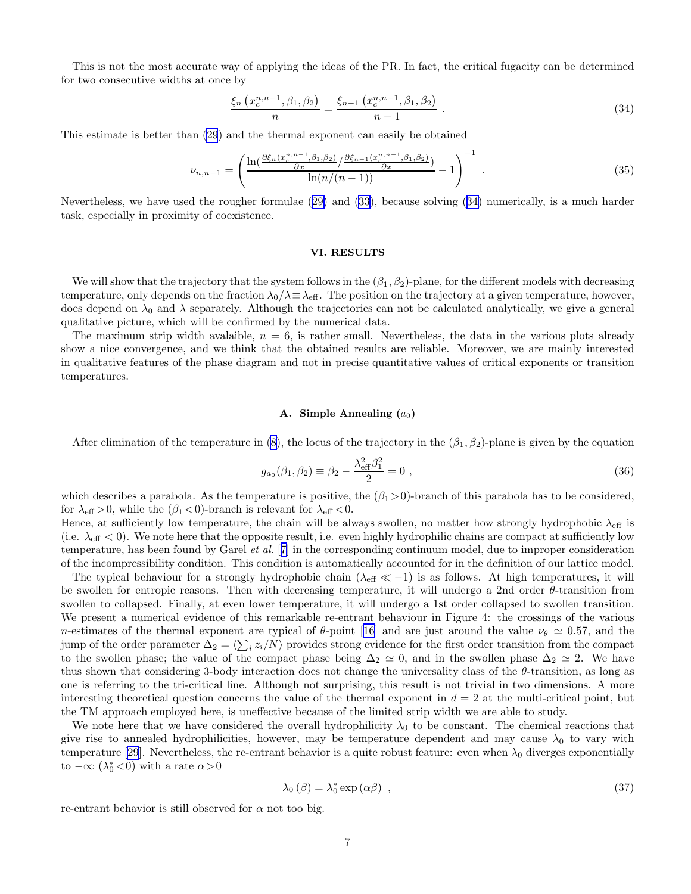This is not the most accurate way of applying the ideas of the PR. In fact, the critical fugacity can be determined for two consecutive widths at once by

$$\frac{\xi_n\left(x_c^{n,n-1},\beta_1,\beta_2\right)}{n} = \frac{\xi_{n-1}\left(x_c^{n,n-1},\beta_1,\beta_2\right)}{n-1} \ . \tag{34}$$

This estimate is better than (29) and the thermal exponent can easily be obtained

$$\nu_{n,n-1} = \left( \frac{\ln\left(\frac{\partial \xi_n(x_c^{n,n-1},\beta_1,\beta_2)}{\partial x} / \frac{\partial \xi_{n-1}(x_c^{n,n-1},\beta_1,\beta_2)}{\partial x}\right)}{\ln(n/(n-1))} - 1 \right)^{-1} \ . \tag{35}$$

Nevertheless, we have used the rougher formulae (29) and (33), because solving (34) numerically, is a much harder task, especially in proximity of coexistence.

## VI. RESULTS

We will show that the trajectory that the system follows in the $(\beta_1,\beta_2)$-plane, for the different models with decreasing temperature, only depends on the fraction $\lambda_0/\lambda \equiv \lambda_{\rm eff}$. The position on the trajectory at a given temperature, however, does depend on $\lambda_0$ and $\lambda$ separately. Although the trajectories can not be calculated analytically, we give a general qualitative picture, which will be confirmed by the numerical data.

The maximum strip width avalaible, $n = 6$, is rather small. Nevertheless, the data in the various plots already show a nice convergence, and we think that the obtained results are reliable. Moreover, we are mainly interested in qualitative features of the phase diagram and not in precise quantitative values of critical exponents or transition temperatures.

### A. Simple Annealing ($a_0$)

After elimination of the temperature in (8), the locus of the trajectory in the $(\beta_1,\beta_2)$-plane is given by the equation

$$g_{a_0}(\beta_1,\beta_2) \equiv \beta_2 - \frac{\lambda_{\rm eff}^2 \beta_1^2}{2} = 0 \ , \tag{36}$$

which describes a parabola. As the temperature is positive, the $(\beta_1 > 0)$-branch of this parabola has to be considered, for $\lambda_{\rm eff} > 0$, while the $(\beta_1 < 0)$-branch is relevant for $\lambda_{\rm eff} < 0$.

Hence, at sufficiently low temperature, the chain will be always swollen, no matter how strongly hydrophobic $\lambda_{\rm eff}$ is (i.e. $\lambda_{\rm eff} < 0$). We note here that the opposite result, i.e. even highly hydrophilic chains are compact at sufficiently low temperature, has been found by Garel *et al.* [7] in the corresponding continuum model, due to improper consideration of the incompressibility condition. This condition is automatically accounted for in the definition of our lattice model.

The typical behaviour for a strongly hydrophobic chain ($\lambda_{\rm eff} \ll -1$) is as follows. At high temperatures, it will be swollen for entropic reasons. Then with decreasing temperature, it will undergo a 2nd order $\theta$-transition from swollen to collapsed. Finally, at even lower temperature, it will undergo a 1st order collapsed to swollen transition. We present a numerical evidence of this remarkable re-entrant behaviour in Figure 4: the crossings of the various $n$-estimates of the thermal exponent are typical of $\theta$-point [16] and are just around the value $\nu_\theta \simeq 0.57$, and the jump of the order parameter $\Delta_2 = \langle \sum_i z_i/N \rangle$ provides strong evidence for the first order transition from the compact to the swollen phase; the value of the compact phase being $\Delta_2 \simeq 0$, and in the swollen phase $\Delta_2 \simeq 2$. We have thus shown that considering 3-body interaction does not change the universality class of the $\theta$-transition, as long as one is referring to the tri-critical line. Although not surprising, this result is not trivial in two dimensions. A more interesting theoretical question concerns the value of the thermal exponent in $d = 2$ at the multi-critical point, but the TM approach employed here, is uneffective because of the limited strip width we are able to study.

We note here that we have considered the overall hydrophilicity $\lambda_0$ to be constant. The chemical reactions that give rise to annealed hydrophilicities, however, may be temperature dependent and may cause $\lambda_0$ to vary with temperature [29]. Nevertheless, the re-entrant behavior is a quite robust feature: even when $\lambda_0$ diverges exponentially to $-\infty$ ($\lambda_0^* < 0$) with a rate $\alpha > 0$

$$\lambda_0(\beta) = \lambda_0^* \exp(\alpha\beta) \ , \tag{37}$$

re-entrant behavior is still observed for $\alpha$ not too big.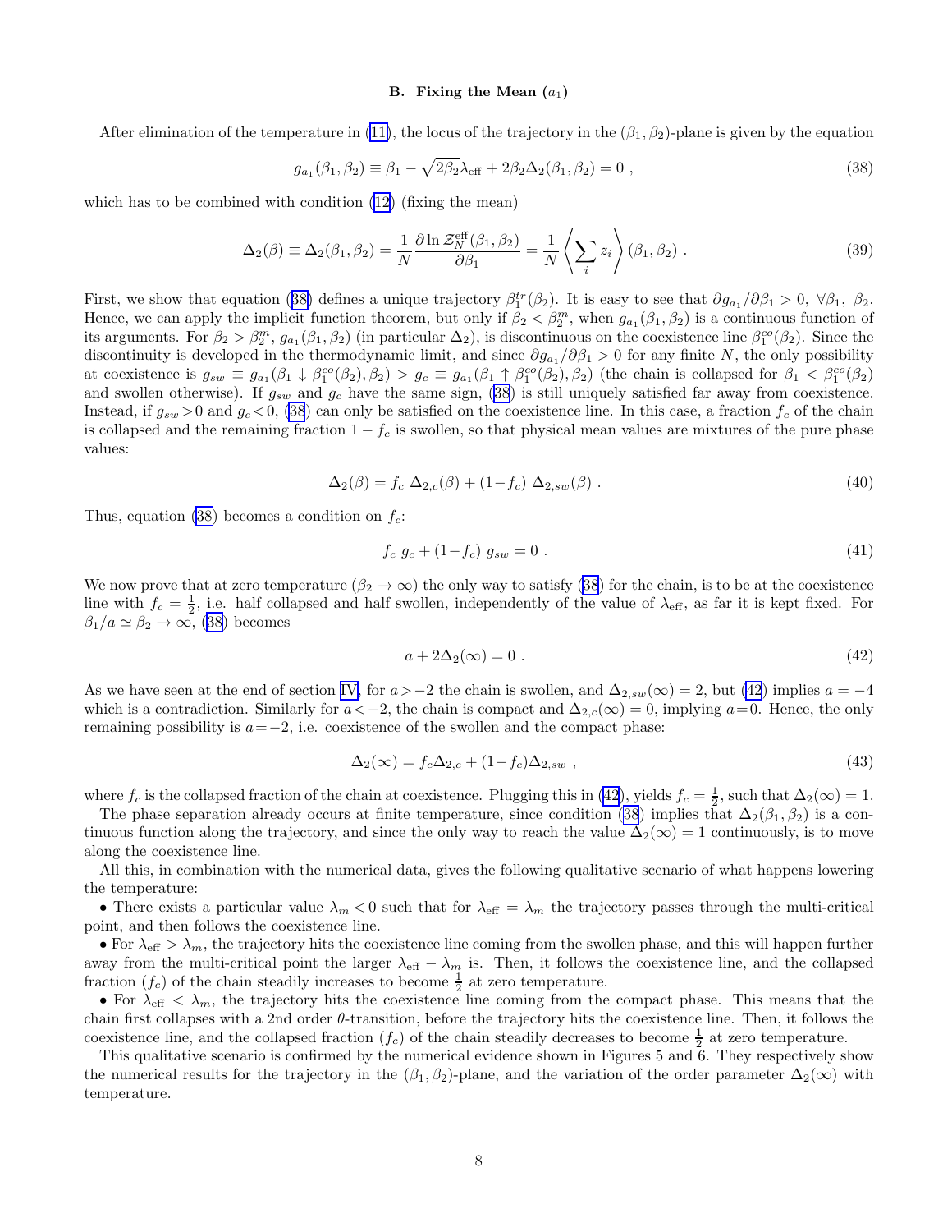### B. Fixing the Mean ($a_1$)

After elimination of the temperature in (11), the locus of the trajectory in the $(\beta_1, \beta_2)$-plane is given by the equation

$$g_{a_1}(\beta_1, \beta_2) \equiv \beta_1 - \sqrt{2\beta_2}\lambda_{\rm eff} + 2\beta_2 \Delta_2(\beta_1, \beta_2) = 0 \ , \tag{38}$$

which has to be combined with condition (12) (fixing the mean)

$$\Delta_2(\beta) \equiv \Delta_2(\beta_1, \beta_2) = \frac{1}{N}\frac{\partial \ln \mathcal{Z}_N^{\rm eff}(\beta_1, \beta_2)}{\partial \beta_1} = \frac{1}{N}\left\langle \sum_i z_i \right\rangle(\beta_1, \beta_2) \ . \tag{39}$$

First, we show that equation (38) defines a unique trajectory $\beta_1^{tr}(\beta_2)$. It is easy to see that $\partial g_{a_1}/\partial \beta_1 > 0, \ \forall \beta_1, \ \beta_2$. Hence, we can apply the implicit function theorem, but only if $\beta_2 < \beta_2^m$, when $g_{a_1}(\beta_1, \beta_2)$ is a continuous function of its arguments. For $\beta_2 > \beta_2^m$, $g_{a_1}(\beta_1, \beta_2)$ (in particular $\Delta_2$), is discontinuous on the coexistence line $\beta_1^{co}(\beta_2)$. Since the discontinuity is developed in the thermodynamic limit, and since $\partial g_{a_1}/\partial \beta_1 > 0$ for any finite $N$, the only possibility at coexistence is $g_{sw} \equiv g_{a_1}(\beta_1 \downarrow \beta_1^{co}(\beta_2), \beta_2) > g_c \equiv g_{a_1}(\beta_1 \uparrow \beta_1^{co}(\beta_2), \beta_2)$ (the chain is collapsed for $\beta_1 < \beta_1^{co}(\beta_2)$ and swollen otherwise). If $g_{sw}$ and $g_c$ have the same sign, (38) is still uniquely satisfied far away from coexistence. Instead, if $g_{sw} > 0$ and $g_c < 0$, (38) can only be satisfied on the coexistence line. In this case, a fraction $f_c$ of the chain is collapsed and the remaining fraction $1 - f_c$ is swollen, so that physical mean values are mixtures of the pure phase values:

$$\Delta_2(\beta) = f_c \ \Delta_{2,c}(\beta) + (1 - f_c) \ \Delta_{2,sw}(\beta) \ . \tag{40}$$

Thus, equation (38) becomes a condition on $f_c$:

$$f_c \ g_c + (1 - f_c) \ g_{sw} = 0 \ . \tag{41}$$

We now prove that at zero temperature ($\beta_2 \to \infty$) the only way to satisfy (38) for the chain, is to be at the coexistence line with $f_c = \frac{1}{2}$, i.e. half collapsed and half swollen, independently of the value of $\lambda_{\rm eff}$, as far it is kept fixed. For $\beta_1/a \simeq \beta_2 \to \infty$, (38) becomes

$$a + 2\Delta_2(\infty) = 0 \ . \tag{42}$$

As we have seen at the end of section IV, for $a > -2$ the chain is swollen, and $\Delta_{2,sw}(\infty) = 2$, but (42) implies $a = -4$ which is a contradiction. Similarly for $a < -2$, the chain is compact and $\Delta_{2,c}(\infty) = 0$, implying $a = 0$. Hence, the only remaining possibility is $a = -2$, i.e. coexistence of the swollen and the compact phase:

$$\Delta_2(\infty) = f_c \Delta_{2,c} + (1 - f_c)\Delta_{2,sw} \ , \tag{43}$$

where $f_c$ is the collapsed fraction of the chain at coexistence. Plugging this in (42), yields $f_c = \frac{1}{2}$, such that $\Delta_2(\infty) = 1$.

The phase separation already occurs at finite temperature, since condition (38) implies that $\Delta_2(\beta_1, \beta_2)$ is a continuous function along the trajectory, and since the only way to reach the value $\Delta_2(\infty) = 1$ continuously, is to move along the coexistence line.

All this, in combination with the numerical data, gives the following qualitative scenario of what happens lowering the temperature:

• There exists a particular value $\lambda_m < 0$ such that for $\lambda_{\rm eff} = \lambda_m$ the trajectory passes through the multi-critical point, and then follows the coexistence line.

• For $\lambda_{\rm eff} > \lambda_m$, the trajectory hits the coexistence line coming from the swollen phase, and this will happen further away from the multi-critical point the larger $\lambda_{\rm eff} - \lambda_m$ is. Then, it follows the coexistence line, and the collapsed fraction ($f_c$) of the chain steadily increases to become $\frac{1}{2}$ at zero temperature.

• For $\lambda_{\rm eff} < \lambda_m$, the trajectory hits the coexistence line coming from the compact phase. This means that the chain first collapses with a 2nd order $\theta$-transition, before the trajectory hits the coexistence line. Then, it follows the coexistence line, and the collapsed fraction ($f_c$) of the chain steadily decreases to become $\frac{1}{2}$ at zero temperature.

This qualitative scenario is confirmed by the numerical evidence shown in Figures 5 and 6. They respectively show the numerical results for the trajectory in the $(\beta_1, \beta_2)$-plane, and the variation of the order parameter $\Delta_2(\infty)$ with temperature.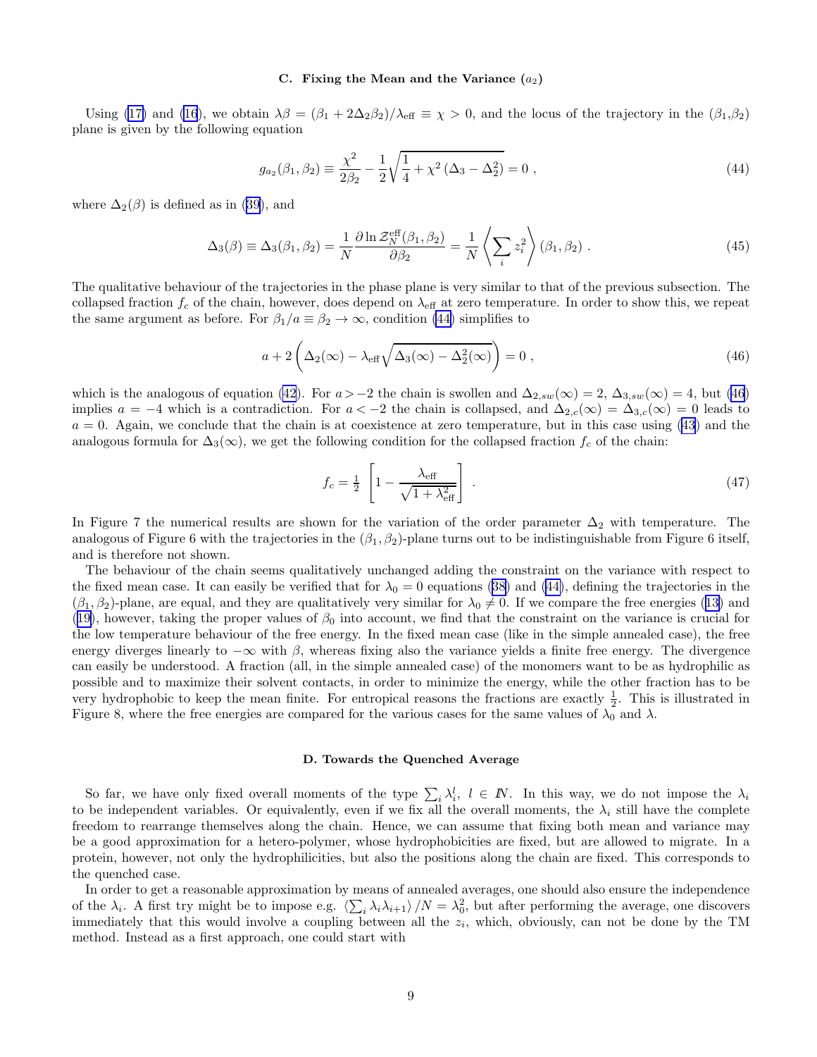### C. Fixing the Mean and the Variance ($a_2$)

Using (17) and (16), we obtain $\lambda\beta = (\beta_1 + 2\Delta_2\beta_2)/\lambda_{\rm eff} \equiv \chi > 0$, and the locus of the trajectory in the ($\beta_1$,$\beta_2$) plane is given by the following equation

$$g_{a_2}(\beta_1, \beta_2) \equiv \frac{\chi^2}{2\beta_2} - \frac{1}{2}\sqrt{\frac{1}{4} + \chi^2\left(\Delta_3 - \Delta_2^2\right)} = 0 \ , \tag{44}$$

where $\Delta_2(\beta)$ is defined as in (39), and

$$\Delta_3(\beta) \equiv \Delta_3(\beta_1, \beta_2) = \frac{1}{N}\frac{\partial \ln \mathcal{Z}_N^{\rm eff}(\beta_1, \beta_2)}{\partial \beta_2} = \frac{1}{N}\left\langle \sum_i z_i^2 \right\rangle (\beta_1, \beta_2) \ . \tag{45}$$

The qualitative behaviour of the trajectories in the phase plane is very similar to that of the previous subsection. The collapsed fraction $f_c$ of the chain, however, does depend on $\lambda_{\rm eff}$ at zero temperature. In order to show this, we repeat the same argument as before. For $\beta_1/a \equiv \beta_2 \to \infty$, condition (44) simplifies to

$$a + 2\left(\Delta_2(\infty) - \lambda_{\rm eff}\sqrt{\Delta_3(\infty) - \Delta_2^2(\infty)}\right) = 0 \ , \tag{46}$$

which is the analogous of equation (42). For $a > -2$ the chain is swollen and $\Delta_{2,sw}(\infty) = 2$, $\Delta_{3,sw}(\infty) = 4$, but (46) implies $a = -4$ which is a contradiction. For $a < -2$ the chain is collapsed, and $\Delta_{2,c}(\infty) = \Delta_{3,c}(\infty) = 0$ leads to $a = 0$. Again, we conclude that the chain is at coexistence at zero temperature, but in this case using (43) and the analogous formula for $\Delta_3(\infty)$, we get the following condition for the collapsed fraction $f_c$ of the chain:

$$f_c = \tfrac{1}{2}\left[1 - \frac{\lambda_{\rm eff}}{\sqrt{1 + \lambda_{\rm eff}^2}}\right] \ . \tag{47}$$

In Figure 7 the numerical results are shown for the variation of the order parameter $\Delta_2$ with temperature. The analogous of Figure 6 with the trajectories in the $(\beta_1, \beta_2)$-plane turns out to be indistinguishable from Figure 6 itself, and is therefore not shown.

The behaviour of the chain seems qualitatively unchanged adding the constraint on the variance with respect to the fixed mean case. It can easily be verified that for $\lambda_0 = 0$ equations (38) and (44), defining the trajectories in the $(\beta_1, \beta_2)$-plane, are equal, and they are qualitatively very similar for $\lambda_0 \neq 0$. If we compare the free energies (13) and (19), however, taking the proper values of $\beta_0$ into account, we find that the constraint on the variance is crucial for the low temperature behaviour of the free energy. In the fixed mean case (like in the simple annealed case), the free energy diverges linearly to $-\infty$ with $\beta$, whereas fixing also the variance yields a finite free energy. The divergence can easily be understood. A fraction (all, in the simple annealed case) of the monomers want to be as hydrophilic as possible and to maximize their solvent contacts, in order to minimize the energy, while the other fraction has to be very hydrophobic to keep the mean finite. For entropical reasons the fractions are exactly $\frac{1}{2}$. This is illustrated in Figure 8, where the free energies are compared for the various cases for the same values of $\lambda_0$ and $\lambda$.

### D. Towards the Quenched Average

So far, we have only fixed overall moments of the type $\sum_i \lambda_i^l$, $l \in \mathbb{N}$. In this way, we do not impose the $\lambda_i$ to be independent variables. Or equivalently, even if we fix all the overall moments, the $\lambda_i$ still have the complete freedom to rearrange themselves along the chain. Hence, we can assume that fixing both mean and variance may be a good approximation for a hetero-polymer, whose hydrophobicities are fixed, but are allowed to migrate. In a protein, however, not only the hydrophilicities, but also the positions along the chain are fixed. This corresponds to the quenched case.

In order to get a reasonable approximation by means of annealed averages, one should also ensure the independence of the $\lambda_i$. A first try might be to impose e.g. $\left\langle \sum_i \lambda_i \lambda_{i+1} \right\rangle / N = \lambda_0^2$, but after performing the average, one discovers immediately that this would involve a coupling between all the $z_i$, which, obviously, can not be done by the TM method. Instead as a first approach, one could start with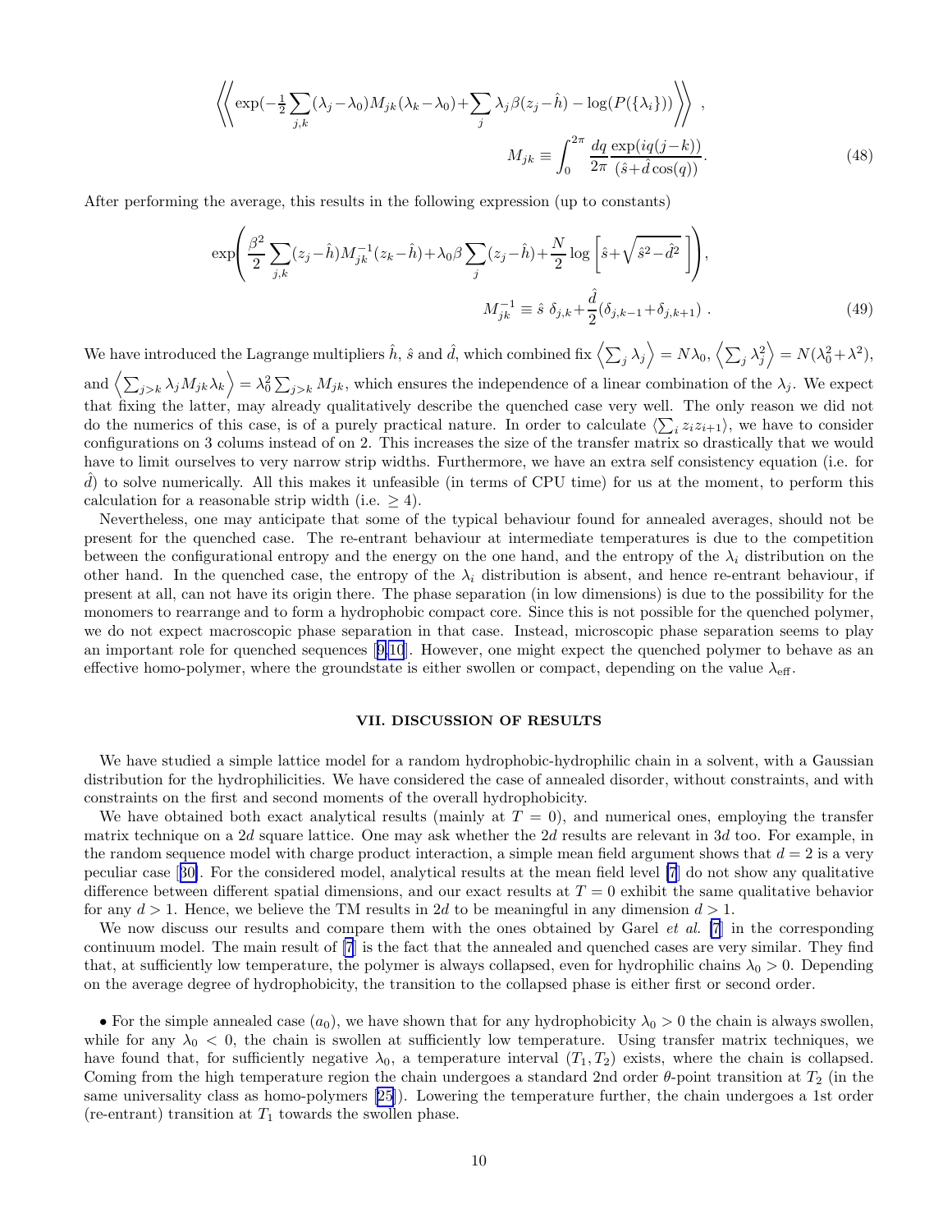$$
\left\langle\!\!\left\langle \exp(-\tfrac{1}{2}\sum_{j,k}(\lambda_j-\lambda_0)M_{jk}(\lambda_k-\lambda_0)+\sum_j \lambda_j\beta(z_j-\hat{h}) - \log(P(\{\lambda_i\})) \right\rangle\!\!\right\rangle ,
$$

$$
M_{jk} \equiv \int_0^{2\pi} \frac{dq}{2\pi}\frac{\exp(iq(j-k))}{(\hat{s}+\hat{d}\cos(q))}. \tag{48}
$$

After performing the average, this results in the following expression (up to constants)

$$
\exp\!\left( \frac{\beta^2}{2}\sum_{j,k}(z_j-\hat{h})M^{-1}_{jk}(z_k-\hat{h}) + \lambda_0\beta\sum_j (z_j-\hat{h}) + \frac{N}{2}\log\left[\hat{s}+\sqrt{\hat{s}^2-\hat{d}^2}\,\right] \right),
$$

$$
M^{-1}_{jk} \equiv \hat{s}\ \delta_{j,k} + \frac{\hat{d}}{2}(\delta_{j,k-1}+\delta_{j,k+1})\ . \tag{49}
$$

We have introduced the Lagrange multipliers $\hat{h}$, $\hat{s}$ and $\hat{d}$, which combined fix $\left\langle \sum_j \lambda_j \right\rangle = N\lambda_0$, $\left\langle \sum_j \lambda_j^2 \right\rangle = N(\lambda_0^2+\lambda^2)$, and $\left\langle \sum_{j>k}\lambda_j M_{jk}\lambda_k \right\rangle = \lambda_0^2\sum_{j>k}M_{jk}$, which ensures the independence of a linear combination of the $\lambda_j$. We expect that fixing the latter, may already qualitatively describe the quenched case very well. The only reason we did not do the numerics of this case, is of a purely practical nature. In order to calculate $\langle\sum_i z_i z_{i+1}\rangle$, we have to consider configurations on 3 colums instead of on 2. This increases the size of the transfer matrix so drastically that we would have to limit ourselves to very narrow strip widths. Furthermore, we have an extra self consistency equation (i.e. for $\hat{d}$) to solve numerically. All this makes it unfeasible (in terms of CPU time) for us at the moment, to perform this calculation for a reasonable strip width (i.e. $\geq 4$).

Nevertheless, one may anticipate that some of the typical behaviour found for annealed averages, should not be present for the quenched case. The re-entrant behaviour at intermediate temperatures is due to the competition between the configurational entropy and the energy on the one hand, and the entropy of the $\lambda_i$ distribution on the other hand. In the quenched case, the entropy of the $\lambda_i$ distribution is absent, and hence re-entrant behaviour, if present at all, can not have its origin there. The phase separation (in low dimensions) is due to the possibility for the monomers to rearrange and to form a hydrophobic compact core. Since this is not possible for the quenched polymer, we do not expect macroscopic phase separation in that case. Instead, microscopic phase separation seems to play an important role for quenched sequences [9,10]. However, one might expect the quenched polymer to behave as an effective homo-polymer, where the groundstate is either swollen or compact, depending on the value $\lambda_{\rm eff}$.

## VII. DISCUSSION OF RESULTS

We have studied a simple lattice model for a random hydrophobic-hydrophilic chain in a solvent, with a Gaussian distribution for the hydrophilicities. We have considered the case of annealed disorder, without constraints, and with constraints on the first and second moments of the overall hydrophobicity.

We have obtained both exact analytical results (mainly at $T=0$), and numerical ones, employing the transfer matrix technique on a $2d$ square lattice. One may ask whether the $2d$ results are relevant in $3d$ too. For example, in the random sequence model with charge product interaction, a simple mean field argument shows that $d=2$ is a very peculiar case [30]. For the considered model, analytical results at the mean field level [7] do not show any qualitative difference between different spatial dimensions, and our exact results at $T=0$ exhibit the same qualitative behavior for any $d>1$. Hence, we believe the TM results in $2d$ to be meaningful in any dimension $d>1$.

We now discuss our results and compare them with the ones obtained by Garel *et al.* [7] in the corresponding continuum model. The main result of [7] is the fact that the annealed and quenched cases are very similar. They find that, at sufficiently low temperature, the polymer is always collapsed, even for hydrophilic chains $\lambda_0>0$. Depending on the average degree of hydrophobicity, the transition to the collapsed phase is either first or second order.

- For the simple annealed case ($a_0$), we have shown that for any hydrophobicity $\lambda_0>0$ the chain is always swollen, while for any $\lambda_0<0$, the chain is swollen at sufficiently low temperature. Using transfer matrix techniques, we have found that, for sufficiently negative $\lambda_0$, a temperature interval $(T_1,T_2)$ exists, where the chain is collapsed. Coming from the high temperature region the chain undergoes a standard 2nd order $\theta$-point transition at $T_2$ (in the same universality class as homo-polymers [25]). Lowering the temperature further, the chain undergoes a 1st order (re-entrant) transition at $T_1$ towards the swollen phase.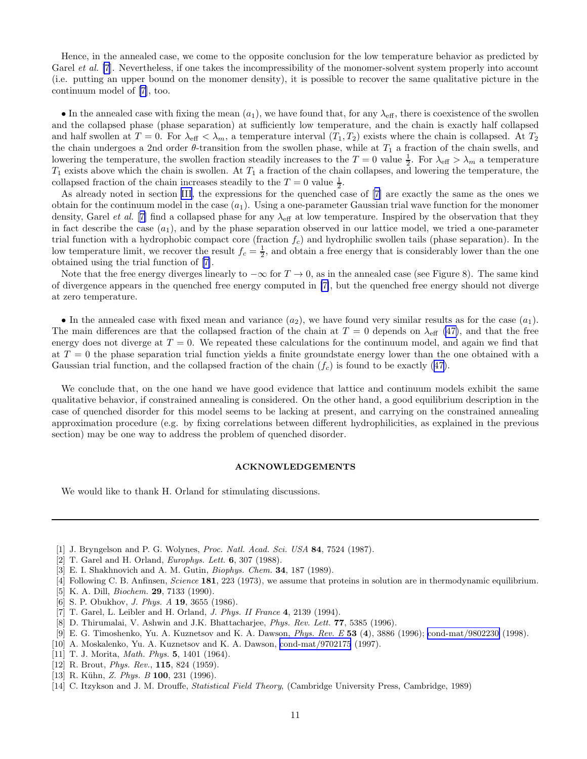Hence, in the annealed case, we come to the opposite conclusion for the low temperature behavior as predicted by Garel *et al.* [7]. Nevertheless, if one takes the incompressibility of the monomer-solvent system properly into account (i.e. putting an upper bound on the monomer density), it is possible to recover the same qualitative picture in the continuum model of [7], too.

• In the annealed case with fixing the mean $(a_1)$, we have found that, for any $\lambda_{\rm eff}$, there is coexistence of the swollen and the collapsed phase (phase separation) at sufficiently low temperature, and the chain is exactly half collapsed and half swollen at $T = 0$. For $\lambda_{\rm eff} < \lambda_m$, a temperature interval $(T_1, T_2)$ exists where the chain is collapsed. At $T_2$ the chain undergoes a 2nd order $\theta$-transition from the swollen phase, while at $T_1$ a fraction of the chain swells, and lowering the temperature, the swollen fraction steadily increases to the $T = 0$ value $\frac{1}{2}$. For $\lambda_{\rm eff} > \lambda_m$ a temperature $T_1$ exists above which the chain is swollen. At $T_1$ a fraction of the chain collapses, and lowering the temperature, the collapsed fraction of the chain increases steadily to the $T = 0$ value $\frac{1}{2}$.

As already noted in section III, the expressions for the quenched case of [7] are exactly the same as the ones we obtain for the continuum model in the case $(a_1)$. Using a one-parameter Gaussian trial wave function for the monomer density, Garel *et al.* [7] find a collapsed phase for any $\lambda_{\rm eff}$ at low temperature. Inspired by the observation that they in fact describe the case $(a_1)$, and by the phase separation observed in our lattice model, we tried a one-parameter trial function with a hydrophobic compact core (fraction $f_c$) and hydrophilic swollen tails (phase separation). In the low temperature limit, we recover the result $f_c = \frac{1}{2}$, and obtain a free energy that is considerably lower than the one obtained using the trial function of [7].

Note that the free energy diverges linearly to $-\infty$ for $T \to 0$, as in the annealed case (see Figure 8). The same kind of divergence appears in the quenched free energy computed in [7], but the quenched free energy should not diverge at zero temperature.

• In the annealed case with fixed mean and variance $(a_2)$, we have found very similar results as for the case $(a_1)$. The main differences are that the collapsed fraction of the chain at $T = 0$ depends on $\lambda_{\rm eff}$ (47), and that the free energy does not diverge at $T = 0$. We repeated these calculations for the continuum model, and again we find that at $T = 0$ the phase separation trial function yields a finite groundstate energy lower than the one obtained with a Gaussian trial function, and the collapsed fraction of the chain $(f_c)$ is found to be exactly (47).

We conclude that, on the one hand we have good evidence that lattice and continuum models exhibit the same qualitative behavior, if constrained annealing is considered. On the other hand, a good equilibrium description in the case of quenched disorder for this model seems to be lacking at present, and carrying on the constrained annealing approximation procedure (e.g. by fixing correlations between different hydrophilicities, as explained in the previous section) may be one way to address the problem of quenched disorder.

## ACKNOWLEDGEMENTS

We would like to thank H. Orland for stimulating discussions.

---

[1] J. Bryngelson and P. G. Wolynes, *Proc. Natl. Acad. Sci. USA* **84**, 7524 (1987).
[2] T. Garel and H. Orland, *Europhys. Lett.* **6**, 307 (1988).
[3] E. I. Shakhnovich and A. M. Gutin, *Biophys. Chem.* **34**, 187 (1989).
[4] Following C. B. Anfinsen, *Science* **181**, 223 (1973), we assume that proteins in solution are in thermodynamic equilibrium.
[5] K. A. Dill, *Biochem.* **29**, 7133 (1990).
[6] S. P. Obukhov, *J. Phys. A* **19**, 3655 (1986).
[7] T. Garel, L. Leibler and H. Orland, *J. Phys. II France* **4**, 2139 (1994).
[8] D. Thirumalai, V. Ashwin and J.K. Bhattacharjee, *Phys. Rev. Lett.* **77**, 5385 (1996).
[9] E. G. Timoshenko, Yu. A. Kuznetsov and K. A. Dawson, *Phys. Rev. E* **53** (**4**), 3886 (1996); cond-mat/9802230 (1998).
[10] A. Moskalenko, Yu. A. Kuznetsov and K. A. Dawson, cond-mat/9702175 (1997).
[11] T. J. Morita, *Math. Phys.* **5**, 1401 (1964).
[12] R. Brout, *Phys. Rev.*, **115**, 824 (1959).
[13] R. Kühn, *Z. Phys. B* **100**, 231 (1996).
[14] C. Itzykson and J. M. Drouffe, *Statistical Field Theory*, (Cambridge University Press, Cambridge, 1989)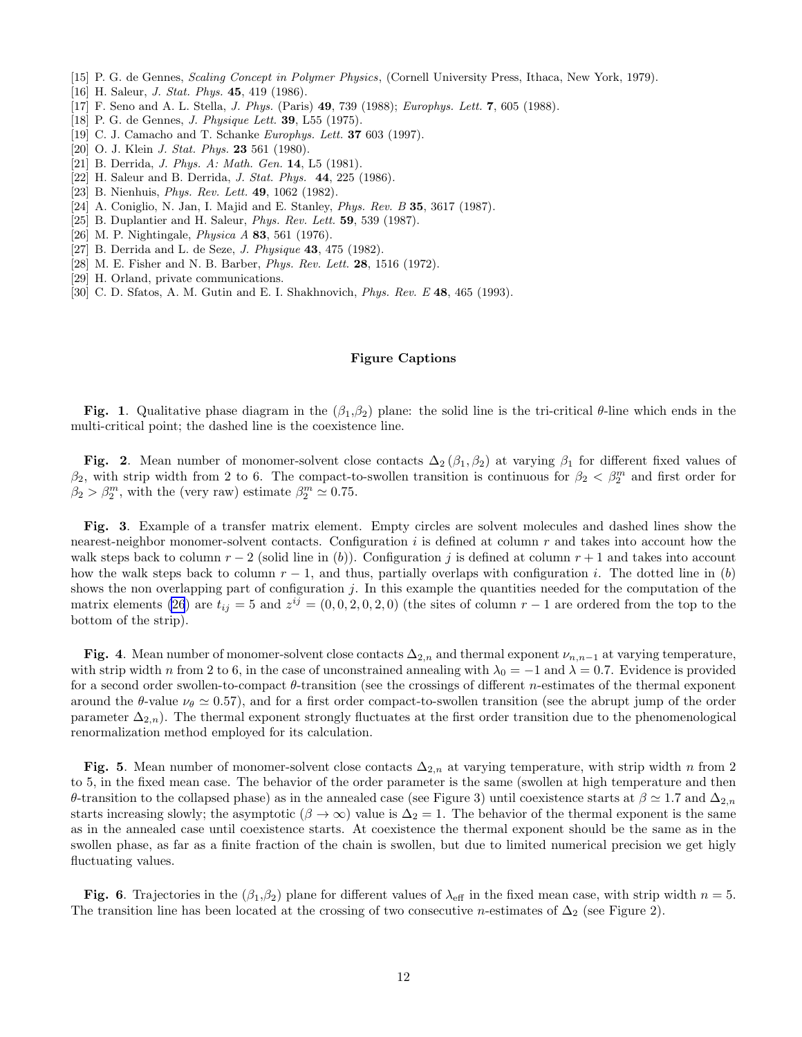[15] P. G. de Gennes, *Scaling Concept in Polymer Physics*, (Cornell University Press, Ithaca, New York, 1979).
[16] H. Saleur, *J. Stat. Phys.* **45**, 419 (1986).
[17] F. Seno and A. L. Stella, *J. Phys.* (Paris) **49**, 739 (1988); *Europhys. Lett.* **7**, 605 (1988).
[18] P. G. de Gennes, *J. Physique Lett.* **39**, L55 (1975).
[19] C. J. Camacho and T. Schanke *Europhys. Lett.* **37** 603 (1997).
[20] O. J. Klein *J. Stat. Phys.* **23** 561 (1980).
[21] B. Derrida, *J. Phys. A: Math. Gen.* **14**, L5 (1981).
[22] H. Saleur and B. Derrida, *J. Stat. Phys.* **44**, 225 (1986).
[23] B. Nienhuis, *Phys. Rev. Lett.* **49**, 1062 (1982).
[24] A. Coniglio, N. Jan, I. Majid and E. Stanley, *Phys. Rev. B* **35**, 3617 (1987).
[25] B. Duplantier and H. Saleur, *Phys. Rev. Lett.* **59**, 539 (1987).
[26] M. P. Nightingale, *Physica A* **83**, 561 (1976).
[27] B. Derrida and L. de Seze, *J. Physique* **43**, 475 (1982).
[28] M. E. Fisher and N. B. Barber, *Phys. Rev. Lett.* **28**, 1516 (1972).
[29] H. Orland, private communications.
[30] C. D. Sfatos, A. M. Gutin and E. I. Shakhnovich, *Phys. Rev. E* **48**, 465 (1993).

## Figure Captions

**Fig. 1**. Qualitative phase diagram in the ($\beta_1$,$\beta_2$) plane: the solid line is the tri-critical $\theta$-line which ends in the multi-critical point; the dashed line is the coexistence line.

**Fig. 2**. Mean number of monomer-solvent close contacts $\Delta_2(\beta_1, \beta_2)$ at varying $\beta_1$ for different fixed values of $\beta_2$, with strip width from 2 to 6. The compact-to-swollen transition is continuous for $\beta_2 < \beta_2^m$ and first order for $\beta_2 > \beta_2^m$, with the (very raw) estimate $\beta_2^m \simeq 0.75$.

**Fig. 3**. Example of a transfer matrix element. Empty circles are solvent molecules and dashed lines show the nearest-neighbor monomer-solvent contacts. Configuration $i$ is defined at column $r$ and takes into account how the walk steps back to column $r-2$ (solid line in ($b$)). Configuration $j$ is defined at column $r+1$ and takes into account how the walk steps back to column $r-1$, and thus, partially overlaps with configuration $i$. The dotted line in ($b$) shows the non overlapping part of configuration $j$. In this example the quantities needed for the computation of the matrix elements (26) are $t_{ij} = 5$ and $z^{ij} = (0, 0, 2, 0, 2, 0)$ (the sites of column $r-1$ are ordered from the top to the bottom of the strip).

**Fig. 4**. Mean number of monomer-solvent close contacts $\Delta_{2,n}$ and thermal exponent $\nu_{n,n-1}$ at varying temperature, with strip width $n$ from 2 to 6, in the case of unconstrained annealing with $\lambda_0 = -1$ and $\lambda = 0.7$. Evidence is provided for a second order swollen-to-compact $\theta$-transition (see the crossings of different $n$-estimates of the thermal exponent around the $\theta$-value $\nu_\theta \simeq 0.57$), and for a first order compact-to-swollen transition (see the abrupt jump of the order parameter $\Delta_{2,n}$). The thermal exponent strongly fluctuates at the first order transition due to the phenomenological renormalization method employed for its calculation.

**Fig. 5**. Mean number of monomer-solvent close contacts $\Delta_{2,n}$ at varying temperature, with strip width $n$ from 2 to 5, in the fixed mean case. The behavior of the order parameter is the same (swollen at high temperature and then $\theta$-transition to the collapsed phase) as in the annealed case (see Figure 3) until coexistence starts at $\beta \simeq 1.7$ and $\Delta_{2,n}$ starts increasing slowly; the asymptotic ($\beta \to \infty$) value is $\Delta_2 = 1$. The behavior of the thermal exponent is the same as in the annealed case until coexistence starts. At coexistence the thermal exponent should be the same as in the swollen phase, as far as a finite fraction of the chain is swollen, but due to limited numerical precision we get higly fluctuating values.

**Fig. 6**. Trajectories in the ($\beta_1$,$\beta_2$) plane for different values of $\lambda_{\text{eff}}$ in the fixed mean case, with strip width $n = 5$. The transition line has been located at the crossing of two consecutive $n$-estimates of $\Delta_2$ (see Figure 2).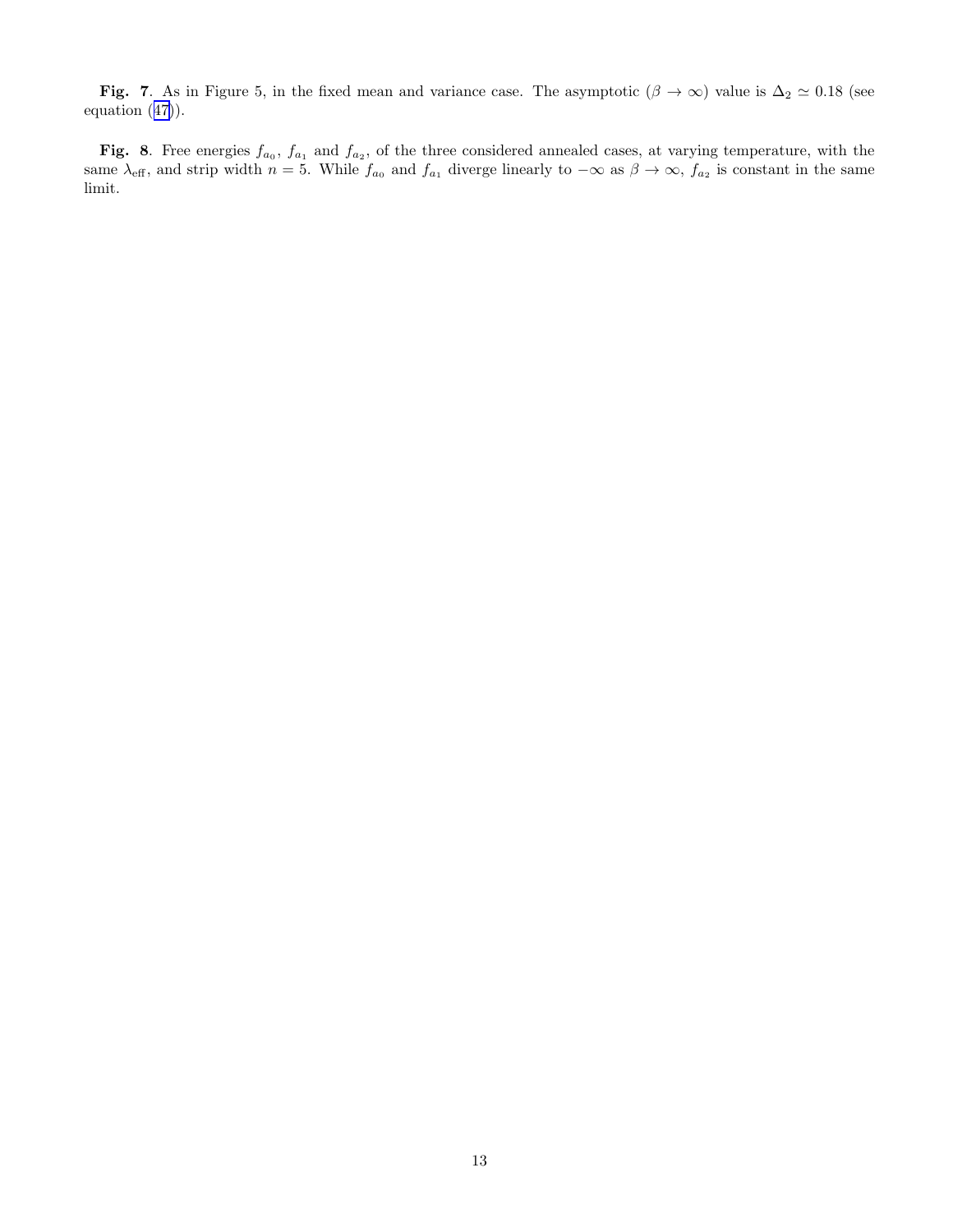**Fig. 7**. As in Figure 5, in the fixed mean and variance case. The asymptotic ($\beta \to \infty$) value is $\Delta_2 \simeq 0.18$ (see equation (47)).

**Fig. 8**. Free energies $f_{a_0}$, $f_{a_1}$ and $f_{a_2}$, of the three considered annealed cases, at varying temperature, with the same $\lambda_{\text{eff}}$, and strip width $n = 5$. While $f_{a_0}$ and $f_{a_1}$ diverge linearly to $-\infty$ as $\beta \to \infty$, $f_{a_2}$ is constant in the same limit.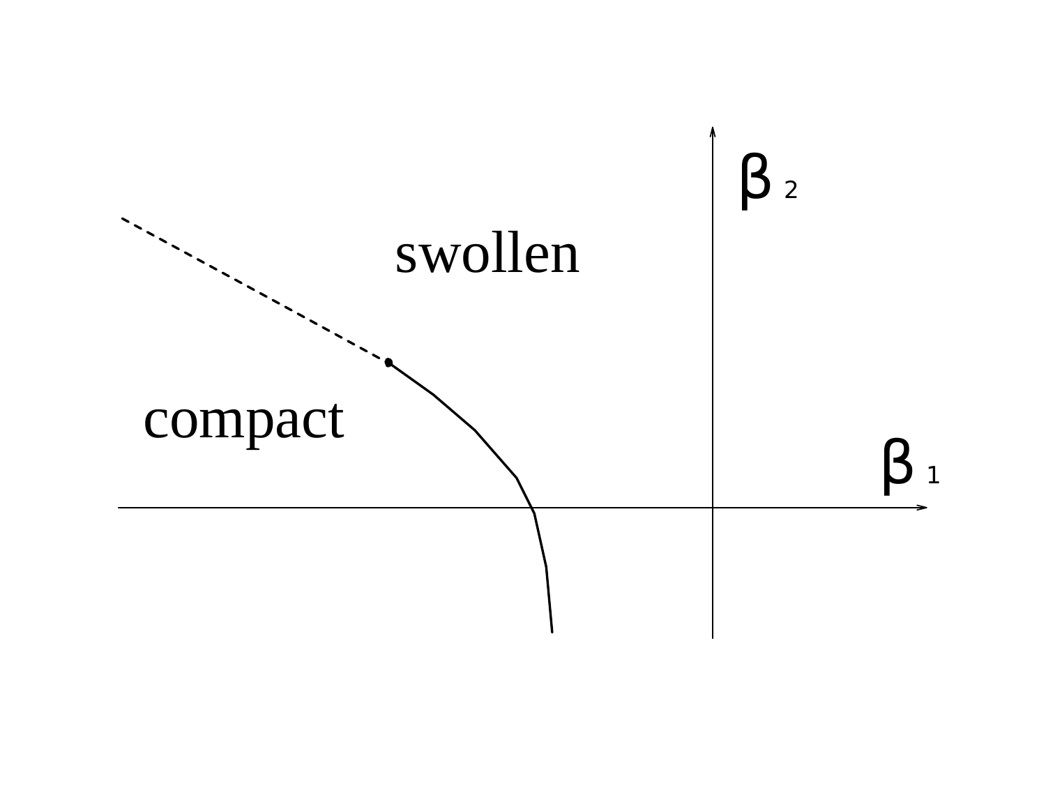$\beta_2$

swollen

compact

$\beta_1$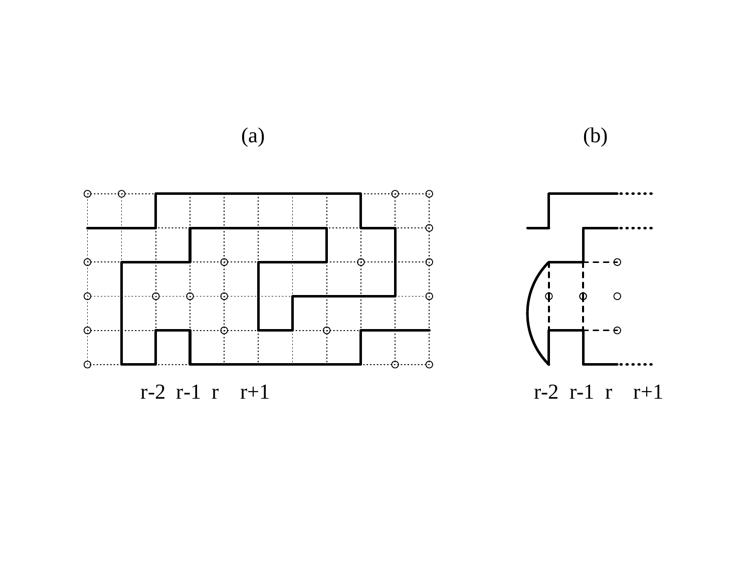(a)

(b)

r-2 r-1 r r+1

r-2 r-1 r r+1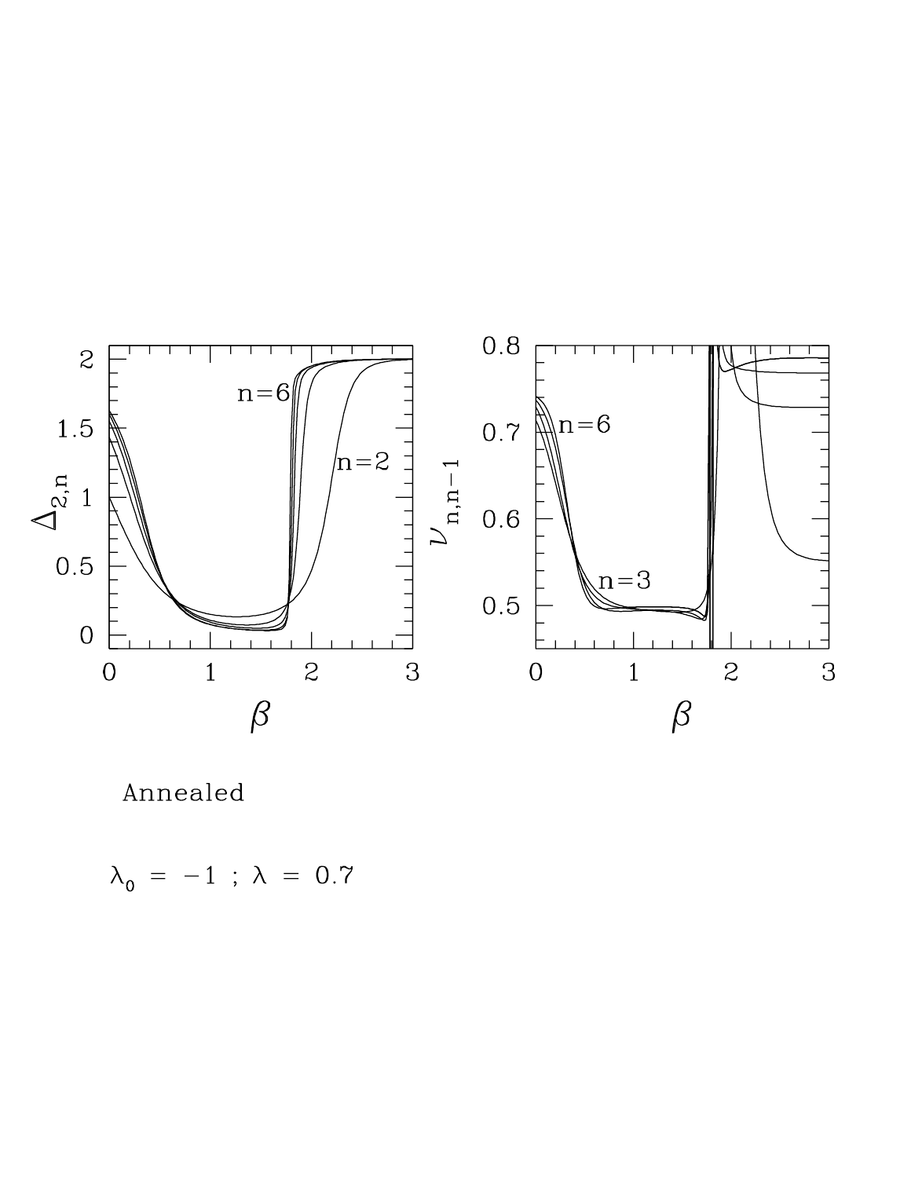Annealed

$\lambda_0 = -1$ ; $\lambda = 0.7$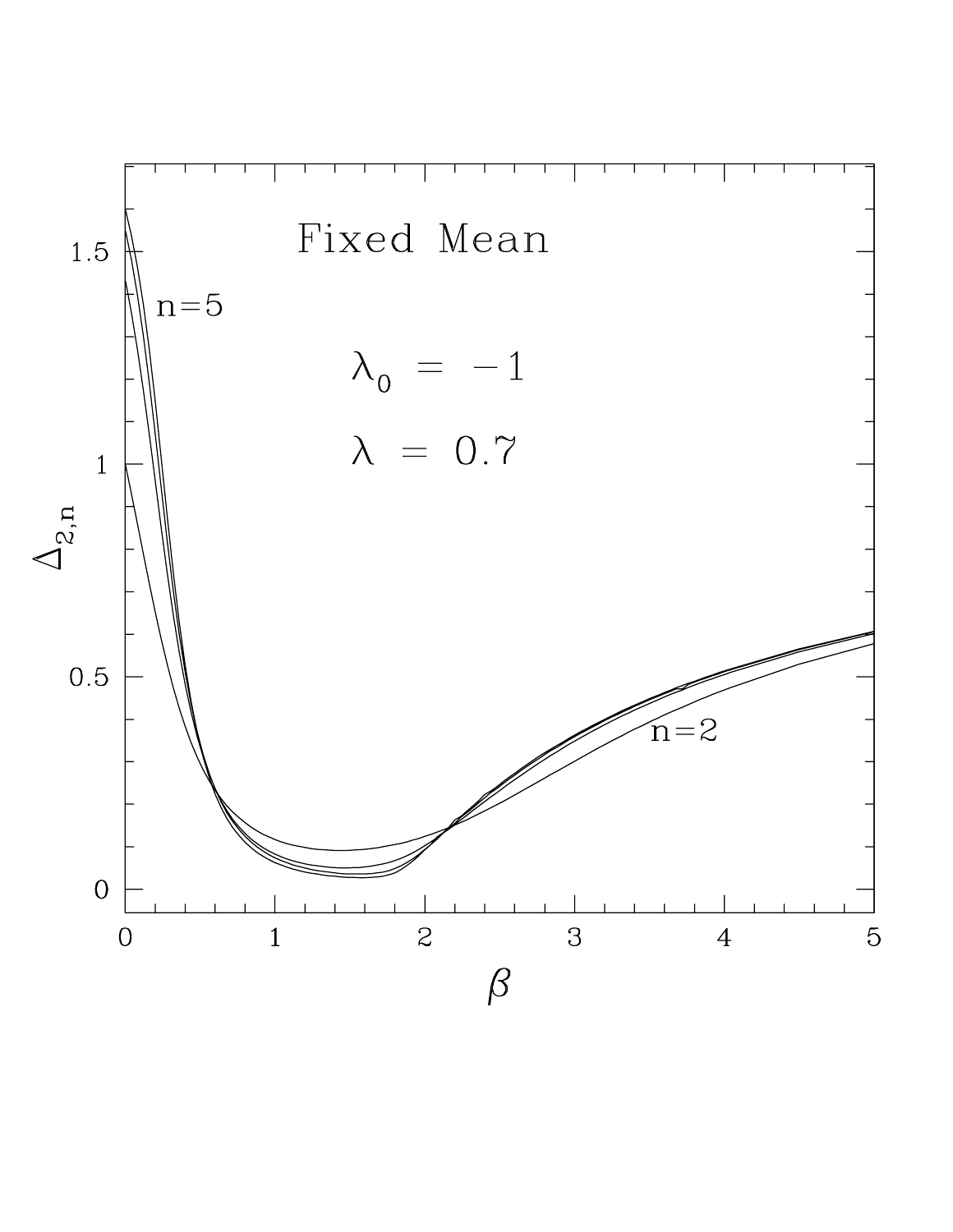Fixed Mean

$\lambda_0 = -1$

$\lambda = 0.7$

$n=5$

$n=2$

$\Delta_{2,n}$

$\beta$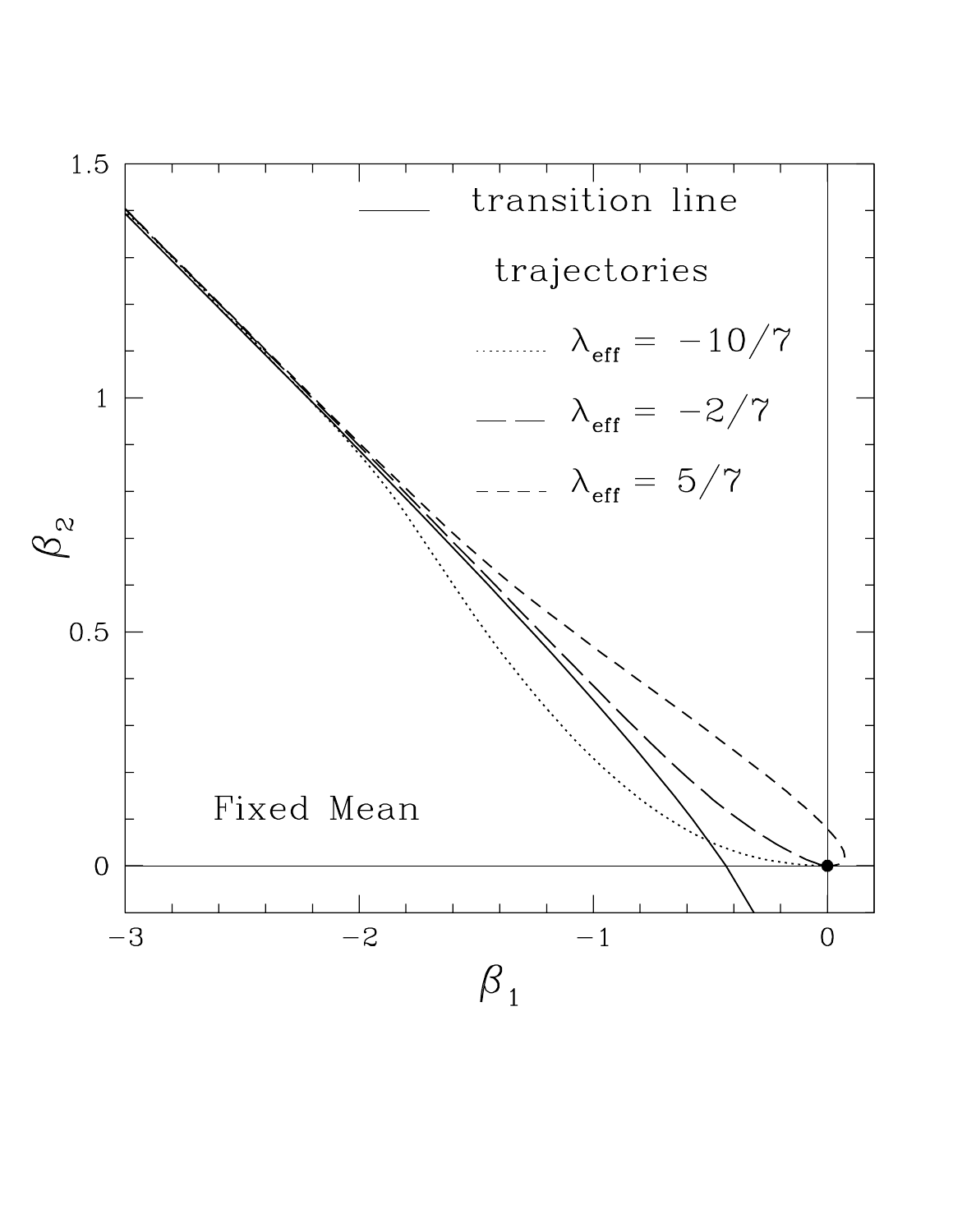transition line

trajectories

$\lambda_{\text{eff}} = -10/7$

$\lambda_{\text{eff}} = -2/7$

$\lambda_{\text{eff}} = 5/7$

Fixed Mean

$\beta_2$

$\beta_1$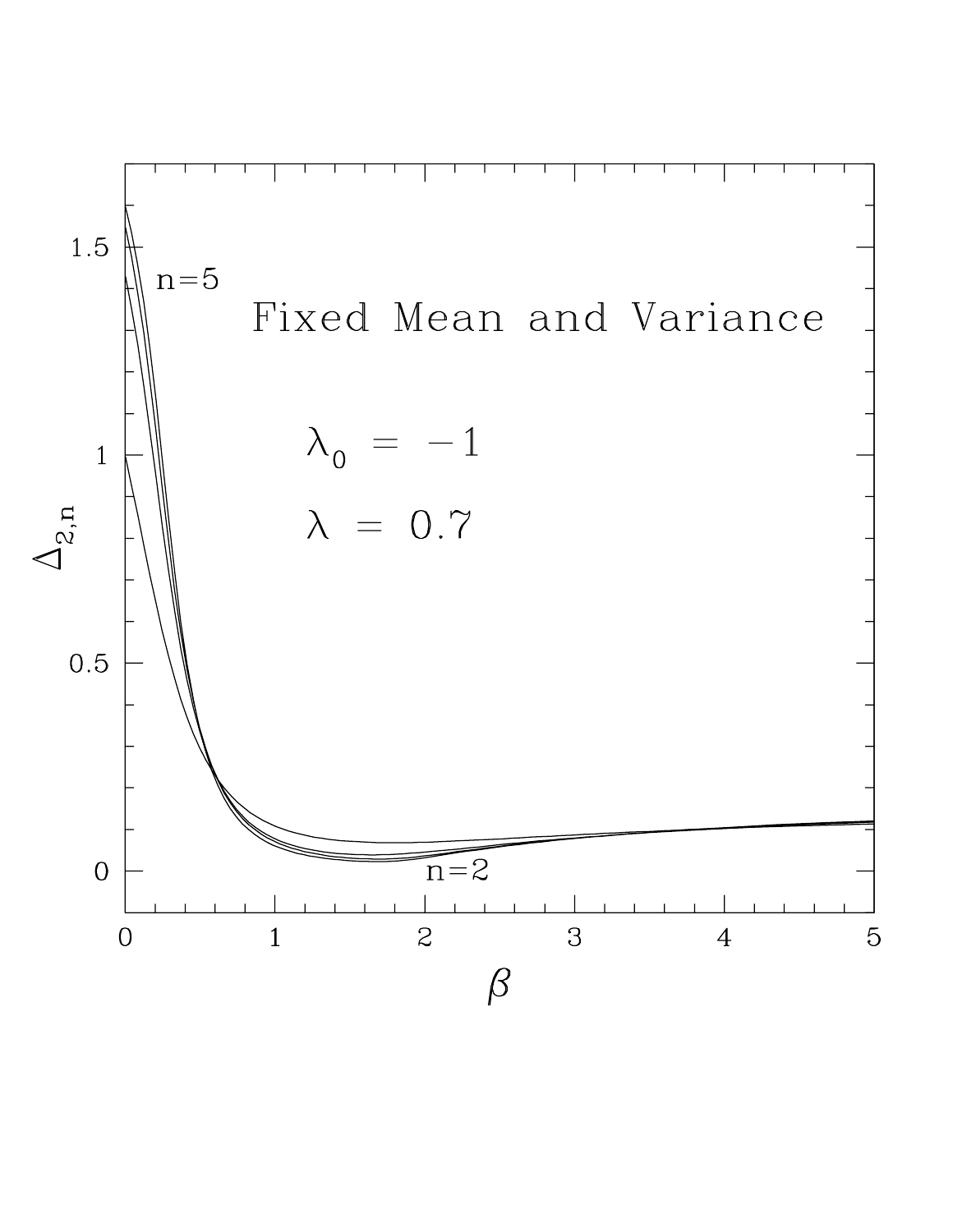Fixed Mean and Variance

$\lambda_0 = -1$

$\lambda = 0.7$

n=5

n=2

$\Delta_{2,n}$

$\beta$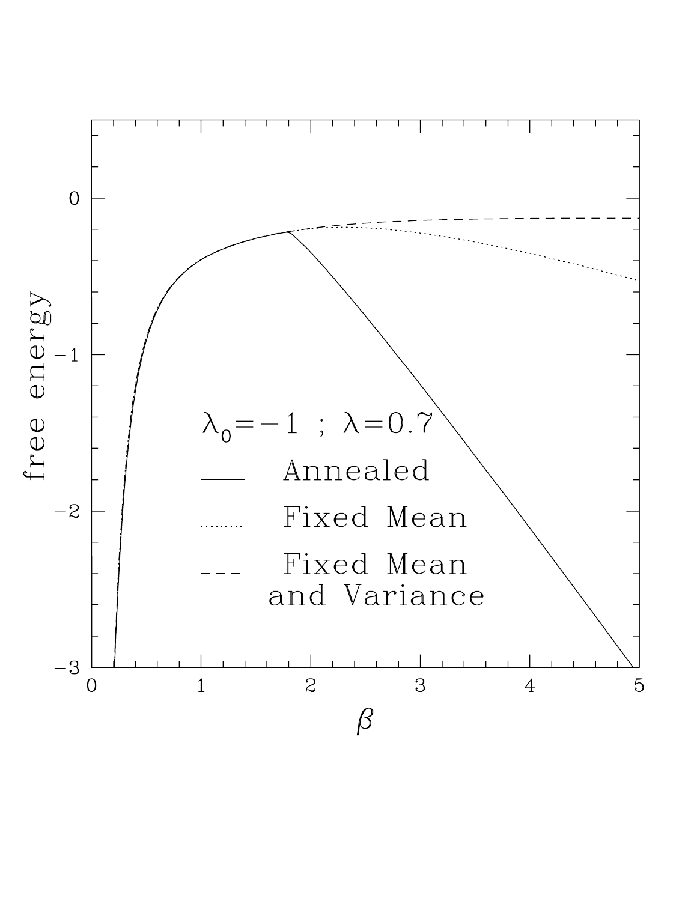free energy

$\beta$

0

−1

−2

−3

0

1

2

3

4

5

$\lambda_0=-1$ ; $\lambda=0.7$

Annealed

Fixed Mean

Fixed Mean and Variance